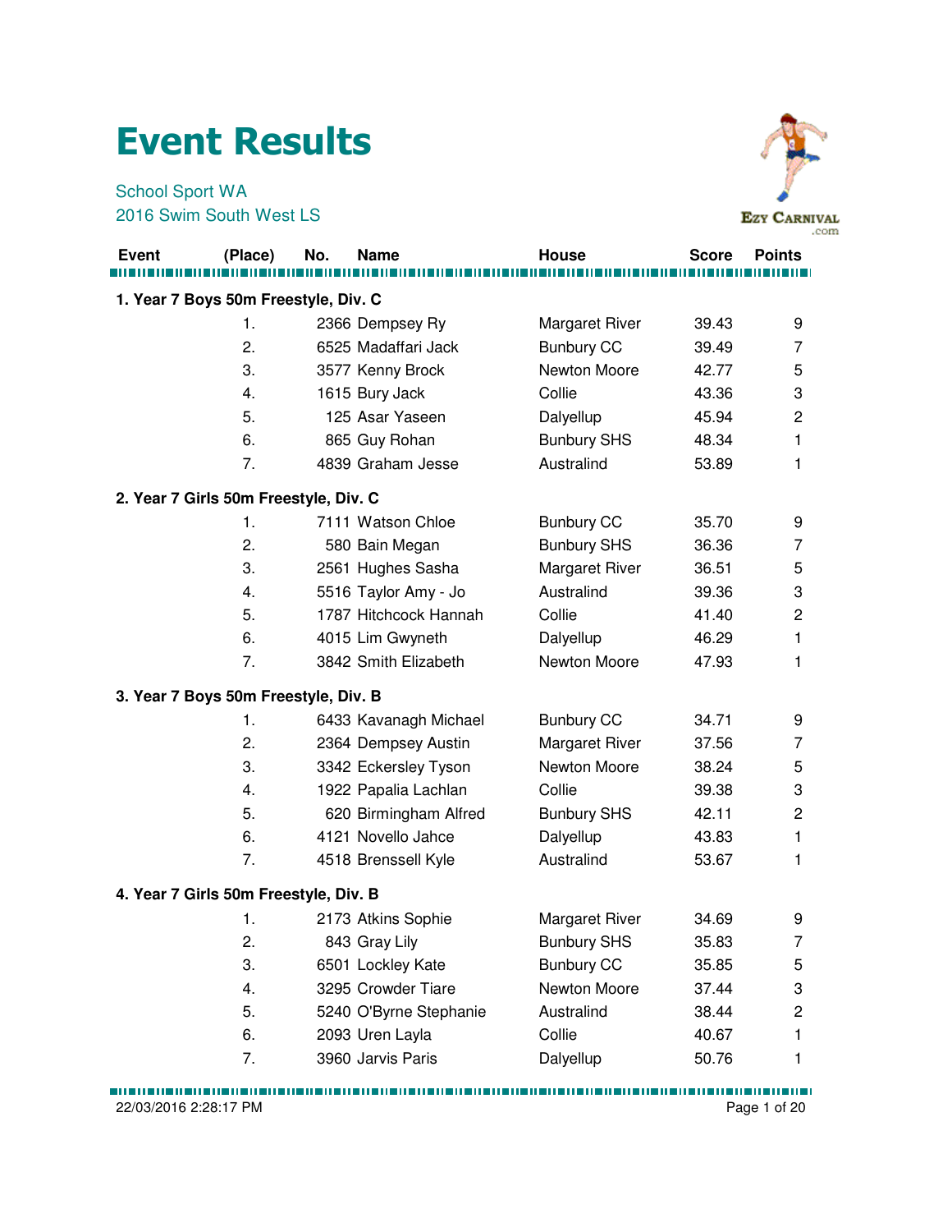# Event Results

School Sport WA
2016 Swim South West LS

| Event | (Place) | No. | Name | House | Score | Points |
|---|---|---|---|---|---|---|
| **1. Year 7 Boys 50m Freestyle, Div. C** | | | | | | |
| | 1. | 2366 | Dempsey Ry | Margaret River | 39.43 | 9 |
| | 2. | 6525 | Madaffari Jack | Bunbury CC | 39.49 | 7 |
| | 3. | 3577 | Kenny Brock | Newton Moore | 42.77 | 5 |
| | 4. | 1615 | Bury Jack | Collie | 43.36 | 3 |
| | 5. | 125 | Asar Yaseen | Dalyellup | 45.94 | 2 |
| | 6. | 865 | Guy Rohan | Bunbury SHS | 48.34 | 1 |
| | 7. | 4839 | Graham Jesse | Australind | 53.89 | 1 |
| **2. Year 7 Girls 50m Freestyle, Div. C** | | | | | | |
| | 1. | 7111 | Watson Chloe | Bunbury CC | 35.70 | 9 |
| | 2. | 580 | Bain Megan | Bunbury SHS | 36.36 | 7 |
| | 3. | 2561 | Hughes Sasha | Margaret River | 36.51 | 5 |
| | 4. | 5516 | Taylor Amy - Jo | Australind | 39.36 | 3 |
| | 5. | 1787 | Hitchcock Hannah | Collie | 41.40 | 2 |
| | 6. | 4015 | Lim Gwyneth | Dalyellup | 46.29 | 1 |
| | 7. | 3842 | Smith Elizabeth | Newton Moore | 47.93 | 1 |
| **3. Year 7 Boys 50m Freestyle, Div. B** | | | | | | |
| | 1. | 6433 | Kavanagh Michael | Bunbury CC | 34.71 | 9 |
| | 2. | 2364 | Dempsey Austin | Margaret River | 37.56 | 7 |
| | 3. | 3342 | Eckersley Tyson | Newton Moore | 38.24 | 5 |
| | 4. | 1922 | Papalia Lachlan | Collie | 39.38 | 3 |
| | 5. | 620 | Birmingham Alfred | Bunbury SHS | 42.11 | 2 |
| | 6. | 4121 | Novello Jahce | Dalyellup | 43.83 | 1 |
| | 7. | 4518 | Brenssell Kyle | Australind | 53.67 | 1 |
| **4. Year 7 Girls 50m Freestyle, Div. B** | | | | | | |
| | 1. | 2173 | Atkins Sophie | Margaret River | 34.69 | 9 |
| | 2. | 843 | Gray Lily | Bunbury SHS | 35.83 | 7 |
| | 3. | 6501 | Lockley Kate | Bunbury CC | 35.85 | 5 |
| | 4. | 3295 | Crowder Tiare | Newton Moore | 37.44 | 3 |
| | 5. | 5240 | O'Byrne Stephanie | Australind | 38.44 | 2 |
| | 6. | 2093 | Uren Layla | Collie | 40.67 | 1 |
| | 7. | 3960 | Jarvis Paris | Dalyellup | 50.76 | 1 |

22/03/2016 2:28:17 PM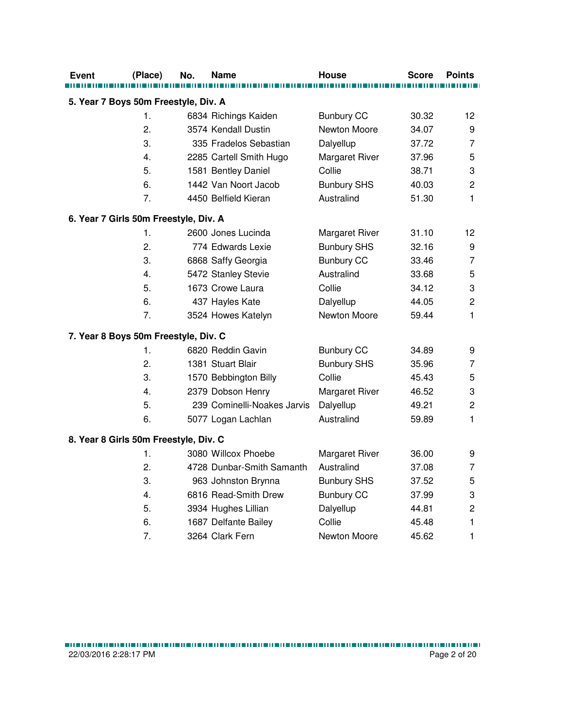| Event | (Place) | No. | Name | House | Score | Points |
|---|---|---|---|---|---|---|
| **5. Year 7 Boys 50m Freestyle, Div. A** | | | | | | |
| | 1. | 6834 | Richings Kaiden | Bunbury CC | 30.32 | 12 |
| | 2. | 3574 | Kendall Dustin | Newton Moore | 34.07 | 9 |
| | 3. | 335 | Fradelos Sebastian | Dalyellup | 37.72 | 7 |
| | 4. | 2285 | Cartell Smith Hugo | Margaret River | 37.96 | 5 |
| | 5. | 1581 | Bentley Daniel | Collie | 38.71 | 3 |
| | 6. | 1442 | Van Noort Jacob | Bunbury SHS | 40.03 | 2 |
| | 7. | 4450 | Belfield Kieran | Australind | 51.30 | 1 |
| **6. Year 7 Girls 50m Freestyle, Div. A** | | | | | | |
| | 1. | 2600 | Jones Lucinda | Margaret River | 31.10 | 12 |
| | 2. | 774 | Edwards Lexie | Bunbury SHS | 32.16 | 9 |
| | 3. | 6868 | Saffy Georgia | Bunbury CC | 33.46 | 7 |
| | 4. | 5472 | Stanley Stevie | Australind | 33.68 | 5 |
| | 5. | 1673 | Crowe Laura | Collie | 34.12 | 3 |
| | 6. | 437 | Hayles Kate | Dalyellup | 44.05 | 2 |
| | 7. | 3524 | Howes Katelyn | Newton Moore | 59.44 | 1 |
| **7. Year 8 Boys 50m Freestyle, Div. C** | | | | | | |
| | 1. | 6820 | Reddin Gavin | Bunbury CC | 34.89 | 9 |
| | 2. | 1381 | Stuart Blair | Bunbury SHS | 35.96 | 7 |
| | 3. | 1570 | Bebbington Billy | Collie | 45.43 | 5 |
| | 4. | 2379 | Dobson Henry | Margaret River | 46.52 | 3 |
| | 5. | 239 | Cominelli-Noakes Jarvis | Dalyellup | 49.21 | 2 |
| | 6. | 5077 | Logan Lachlan | Australind | 59.89 | 1 |
| **8. Year 8 Girls 50m Freestyle, Div. C** | | | | | | |
| | 1. | 3080 | Willcox Phoebe | Margaret River | 36.00 | 9 |
| | 2. | 4728 | Dunbar-Smith Samanth | Australind | 37.08 | 7 |
| | 3. | 963 | Johnston Brynna | Bunbury SHS | 37.52 | 5 |
| | 4. | 6816 | Read-Smith Drew | Bunbury CC | 37.99 | 3 |
| | 5. | 3934 | Hughes Lillian | Dalyellup | 44.81 | 2 |
| | 6. | 1687 | Delfante Bailey | Collie | 45.48 | 1 |
| | 7. | 3264 | Clark Fern | Newton Moore | 45.62 | 1 |

22/03/2016 2:28:17 PM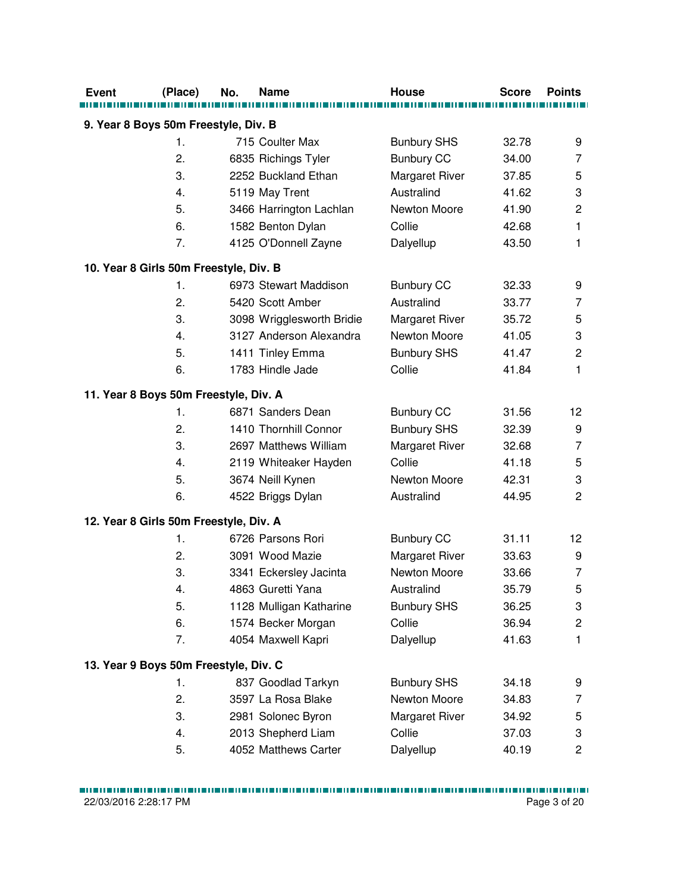| Event | (Place) | No. | Name | House | Score | Points |
|---|---|---|---|---|---|---|
| **9. Year 8 Boys 50m Freestyle, Div. B** | | | | | | |
| | 1. | 715 | Coulter Max | Bunbury SHS | 32.78 | 9 |
| | 2. | 6835 | Richings Tyler | Bunbury CC | 34.00 | 7 |
| | 3. | 2252 | Buckland Ethan | Margaret River | 37.85 | 5 |
| | 4. | 5119 | May Trent | Australind | 41.62 | 3 |
| | 5. | 3466 | Harrington Lachlan | Newton Moore | 41.90 | 2 |
| | 6. | 1582 | Benton Dylan | Collie | 42.68 | 1 |
| | 7. | 4125 | O'Donnell Zayne | Dalyellup | 43.50 | 1 |
| **10. Year 8 Girls 50m Freestyle, Div. B** | | | | | | |
| | 1. | 6973 | Stewart Maddison | Bunbury CC | 32.33 | 9 |
| | 2. | 5420 | Scott Amber | Australind | 33.77 | 7 |
| | 3. | 3098 | Wrigglesworth Bridie | Margaret River | 35.72 | 5 |
| | 4. | 3127 | Anderson Alexandra | Newton Moore | 41.05 | 3 |
| | 5. | 1411 | Tinley Emma | Bunbury SHS | 41.47 | 2 |
| | 6. | 1783 | Hindle Jade | Collie | 41.84 | 1 |
| **11. Year 8 Boys 50m Freestyle, Div. A** | | | | | | |
| | 1. | 6871 | Sanders Dean | Bunbury CC | 31.56 | 12 |
| | 2. | 1410 | Thornhill Connor | Bunbury SHS | 32.39 | 9 |
| | 3. | 2697 | Matthews William | Margaret River | 32.68 | 7 |
| | 4. | 2119 | Whiteaker Hayden | Collie | 41.18 | 5 |
| | 5. | 3674 | Neill Kynen | Newton Moore | 42.31 | 3 |
| | 6. | 4522 | Briggs Dylan | Australind | 44.95 | 2 |
| **12. Year 8 Girls 50m Freestyle, Div. A** | | | | | | |
| | 1. | 6726 | Parsons Rori | Bunbury CC | 31.11 | 12 |
| | 2. | 3091 | Wood Mazie | Margaret River | 33.63 | 9 |
| | 3. | 3341 | Eckersley Jacinta | Newton Moore | 33.66 | 7 |
| | 4. | 4863 | Guretti Yana | Australind | 35.79 | 5 |
| | 5. | 1128 | Mulligan Katharine | Bunbury SHS | 36.25 | 3 |
| | 6. | 1574 | Becker Morgan | Collie | 36.94 | 2 |
| | 7. | 4054 | Maxwell Kapri | Dalyellup | 41.63 | 1 |
| **13. Year 9 Boys 50m Freestyle, Div. C** | | | | | | |
| | 1. | 837 | Goodlad Tarkyn | Bunbury SHS | 34.18 | 9 |
| | 2. | 3597 | La Rosa Blake | Newton Moore | 34.83 | 7 |
| | 3. | 2981 | Solonec Byron | Margaret River | 34.92 | 5 |
| | 4. | 2013 | Shepherd Liam | Collie | 37.03 | 3 |
| | 5. | 4052 | Matthews Carter | Dalyellup | 40.19 | 2 |

22/03/2016 2:28:17 PM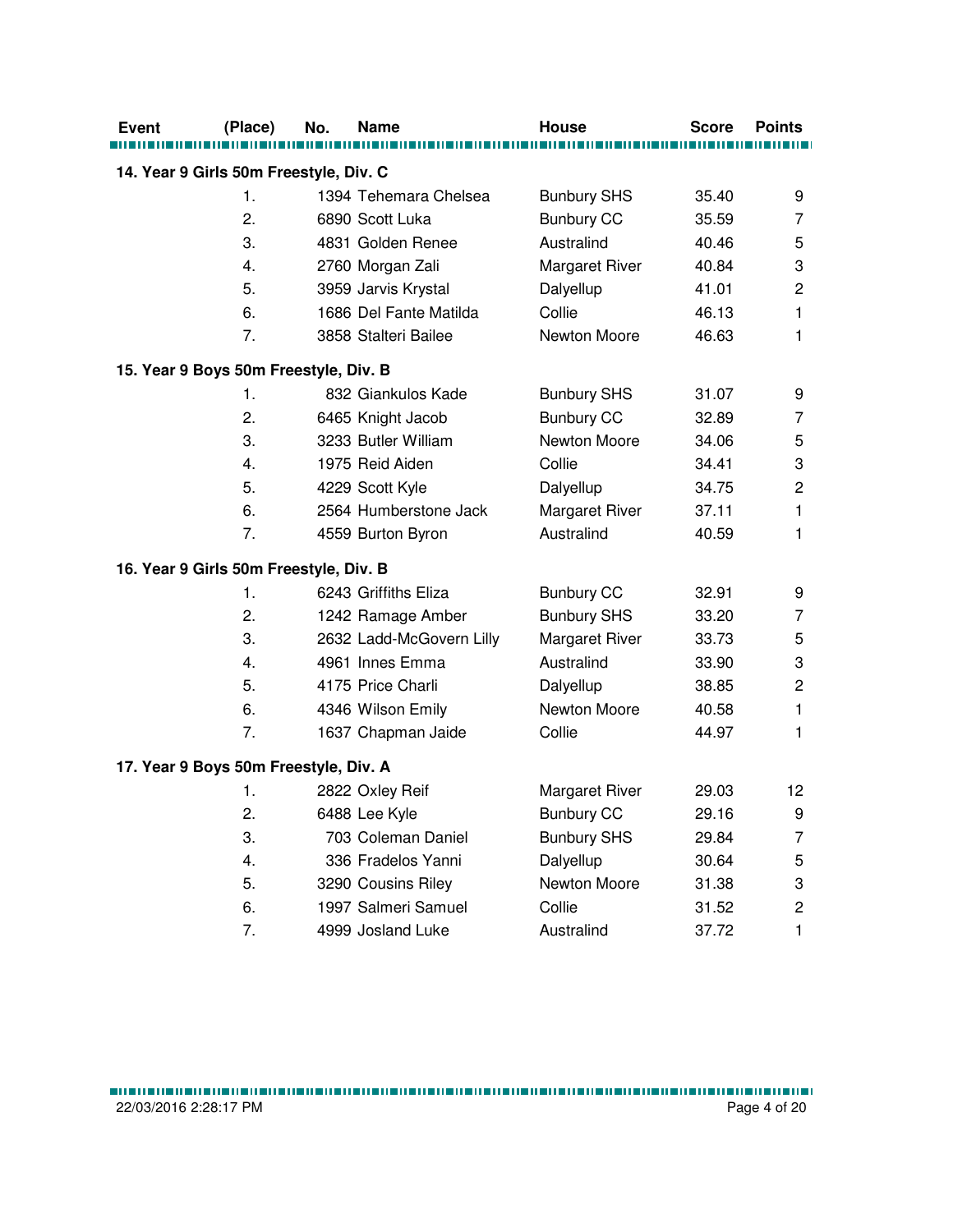| Event | (Place) | No. | Name | House | Score | Points |
|---|---|---|---|---|---|---|
| **14. Year 9 Girls 50m Freestyle, Div. C** | | | | | | |
| | 1. | 1394 | Tehemara Chelsea | Bunbury SHS | 35.40 | 9 |
| | 2. | 6890 | Scott Luka | Bunbury CC | 35.59 | 7 |
| | 3. | 4831 | Golden Renee | Australind | 40.46 | 5 |
| | 4. | 2760 | Morgan Zali | Margaret River | 40.84 | 3 |
| | 5. | 3959 | Jarvis Krystal | Dalyellup | 41.01 | 2 |
| | 6. | 1686 | Del Fante Matilda | Collie | 46.13 | 1 |
| | 7. | 3858 | Stalteri Bailee | Newton Moore | 46.63 | 1 |
| **15. Year 9 Boys 50m Freestyle, Div. B** | | | | | | |
| | 1. | 832 | Giankulos Kade | Bunbury SHS | 31.07 | 9 |
| | 2. | 6465 | Knight Jacob | Bunbury CC | 32.89 | 7 |
| | 3. | 3233 | Butler William | Newton Moore | 34.06 | 5 |
| | 4. | 1975 | Reid Aiden | Collie | 34.41 | 3 |
| | 5. | 4229 | Scott Kyle | Dalyellup | 34.75 | 2 |
| | 6. | 2564 | Humberstone Jack | Margaret River | 37.11 | 1 |
| | 7. | 4559 | Burton Byron | Australind | 40.59 | 1 |
| **16. Year 9 Girls 50m Freestyle, Div. B** | | | | | | |
| | 1. | 6243 | Griffiths Eliza | Bunbury CC | 32.91 | 9 |
| | 2. | 1242 | Ramage Amber | Bunbury SHS | 33.20 | 7 |
| | 3. | 2632 | Ladd-McGovern Lilly | Margaret River | 33.73 | 5 |
| | 4. | 4961 | Innes Emma | Australind | 33.90 | 3 |
| | 5. | 4175 | Price Charli | Dalyellup | 38.85 | 2 |
| | 6. | 4346 | Wilson Emily | Newton Moore | 40.58 | 1 |
| | 7. | 1637 | Chapman Jaide | Collie | 44.97 | 1 |
| **17. Year 9 Boys 50m Freestyle, Div. A** | | | | | | |
| | 1. | 2822 | Oxley Reif | Margaret River | 29.03 | 12 |
| | 2. | 6488 | Lee Kyle | Bunbury CC | 29.16 | 9 |
| | 3. | 703 | Coleman Daniel | Bunbury SHS | 29.84 | 7 |
| | 4. | 336 | Fradelos Yanni | Dalyellup | 30.64 | 5 |
| | 5. | 3290 | Cousins Riley | Newton Moore | 31.38 | 3 |
| | 6. | 1997 | Salmeri Samuel | Collie | 31.52 | 2 |
| | 7. | 4999 | Josland Luke | Australind | 37.72 | 1 |

22/03/2016 2:28:17 PM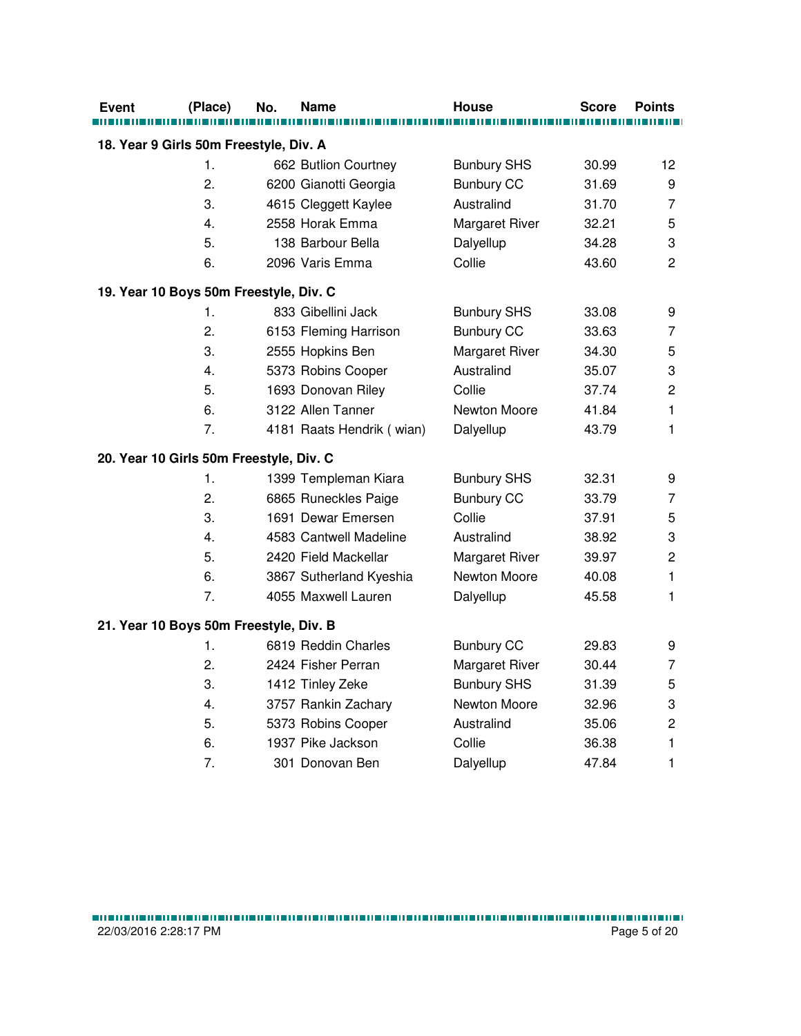| Event | (Place) | No. | Name | House | Score | Points |
|---|---|---|---|---|---|---|
| **18. Year 9 Girls 50m Freestyle, Div. A** | | | | | | |
| | 1. | 662 | Butlion Courtney | Bunbury SHS | 30.99 | 12 |
| | 2. | 6200 | Gianotti Georgia | Bunbury CC | 31.69 | 9 |
| | 3. | 4615 | Cleggett Kaylee | Australind | 31.70 | 7 |
| | 4. | 2558 | Horak Emma | Margaret River | 32.21 | 5 |
| | 5. | 138 | Barbour Bella | Dalyellup | 34.28 | 3 |
| | 6. | 2096 | Varis Emma | Collie | 43.60 | 2 |
| **19. Year 10 Boys 50m Freestyle, Div. C** | | | | | | |
| | 1. | 833 | Gibellini Jack | Bunbury SHS | 33.08 | 9 |
| | 2. | 6153 | Fleming Harrison | Bunbury CC | 33.63 | 7 |
| | 3. | 2555 | Hopkins Ben | Margaret River | 34.30 | 5 |
| | 4. | 5373 | Robins Cooper | Australind | 35.07 | 3 |
| | 5. | 1693 | Donovan Riley | Collie | 37.74 | 2 |
| | 6. | 3122 | Allen Tanner | Newton Moore | 41.84 | 1 |
| | 7. | 4181 | Raats Hendrik ( wian) | Dalyellup | 43.79 | 1 |
| **20. Year 10 Girls 50m Freestyle, Div. C** | | | | | | |
| | 1. | 1399 | Templeman Kiara | Bunbury SHS | 32.31 | 9 |
| | 2. | 6865 | Runeckles Paige | Bunbury CC | 33.79 | 7 |
| | 3. | 1691 | Dewar Emersen | Collie | 37.91 | 5 |
| | 4. | 4583 | Cantwell Madeline | Australind | 38.92 | 3 |
| | 5. | 2420 | Field Mackellar | Margaret River | 39.97 | 2 |
| | 6. | 3867 | Sutherland Kyeshia | Newton Moore | 40.08 | 1 |
| | 7. | 4055 | Maxwell Lauren | Dalyellup | 45.58 | 1 |
| **21. Year 10 Boys 50m Freestyle, Div. B** | | | | | | |
| | 1. | 6819 | Reddin Charles | Bunbury CC | 29.83 | 9 |
| | 2. | 2424 | Fisher Perran | Margaret River | 30.44 | 7 |
| | 3. | 1412 | Tinley Zeke | Bunbury SHS | 31.39 | 5 |
| | 4. | 3757 | Rankin Zachary | Newton Moore | 32.96 | 3 |
| | 5. | 5373 | Robins Cooper | Australind | 35.06 | 2 |
| | 6. | 1937 | Pike Jackson | Collie | 36.38 | 1 |
| | 7. | 301 | Donovan Ben | Dalyellup | 47.84 | 1 |

22/03/2016 2:28:17 PM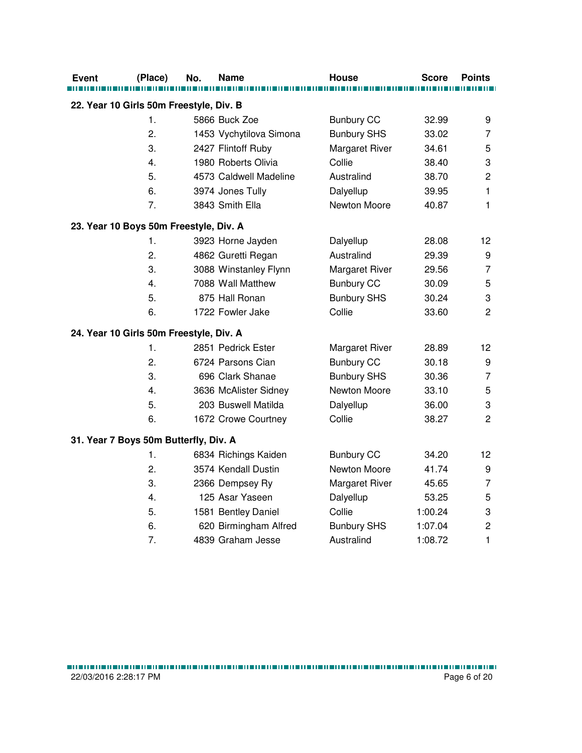| Event | (Place) | No. | Name | House | Score | Points |
|---|---|---|---|---|---|---|
| **22. Year 10 Girls 50m Freestyle, Div. B** | | | | | | |
| | 1. | 5866 | Buck Zoe | Bunbury CC | 32.99 | 9 |
| | 2. | 1453 | Vychytilova Simona | Bunbury SHS | 33.02 | 7 |
| | 3. | 2427 | Flintoff Ruby | Margaret River | 34.61 | 5 |
| | 4. | 1980 | Roberts Olivia | Collie | 38.40 | 3 |
| | 5. | 4573 | Caldwell Madeline | Australind | 38.70 | 2 |
| | 6. | 3974 | Jones Tully | Dalyellup | 39.95 | 1 |
| | 7. | 3843 | Smith Ella | Newton Moore | 40.87 | 1 |
| **23. Year 10 Boys 50m Freestyle, Div. A** | | | | | | |
| | 1. | 3923 | Horne Jayden | Dalyellup | 28.08 | 12 |
| | 2. | 4862 | Guretti Regan | Australind | 29.39 | 9 |
| | 3. | 3088 | Winstanley Flynn | Margaret River | 29.56 | 7 |
| | 4. | 7088 | Wall Matthew | Bunbury CC | 30.09 | 5 |
| | 5. | 875 | Hall Ronan | Bunbury SHS | 30.24 | 3 |
| | 6. | 1722 | Fowler Jake | Collie | 33.60 | 2 |
| **24. Year 10 Girls 50m Freestyle, Div. A** | | | | | | |
| | 1. | 2851 | Pedrick Ester | Margaret River | 28.89 | 12 |
| | 2. | 6724 | Parsons Cian | Bunbury CC | 30.18 | 9 |
| | 3. | 696 | Clark Shanae | Bunbury SHS | 30.36 | 7 |
| | 4. | 3636 | McAlister Sidney | Newton Moore | 33.10 | 5 |
| | 5. | 203 | Buswell Matilda | Dalyellup | 36.00 | 3 |
| | 6. | 1672 | Crowe Courtney | Collie | 38.27 | 2 |
| **31. Year 7 Boys 50m Butterfly, Div. A** | | | | | | |
| | 1. | 6834 | Richings Kaiden | Bunbury CC | 34.20 | 12 |
| | 2. | 3574 | Kendall Dustin | Newton Moore | 41.74 | 9 |
| | 3. | 2366 | Dempsey Ry | Margaret River | 45.65 | 7 |
| | 4. | 125 | Asar Yaseen | Dalyellup | 53.25 | 5 |
| | 5. | 1581 | Bentley Daniel | Collie | 1:00.24 | 3 |
| | 6. | 620 | Birmingham Alfred | Bunbury SHS | 1:07.04 | 2 |
| | 7. | 4839 | Graham Jesse | Australind | 1:08.72 | 1 |

22/03/2016 2:28:17 PM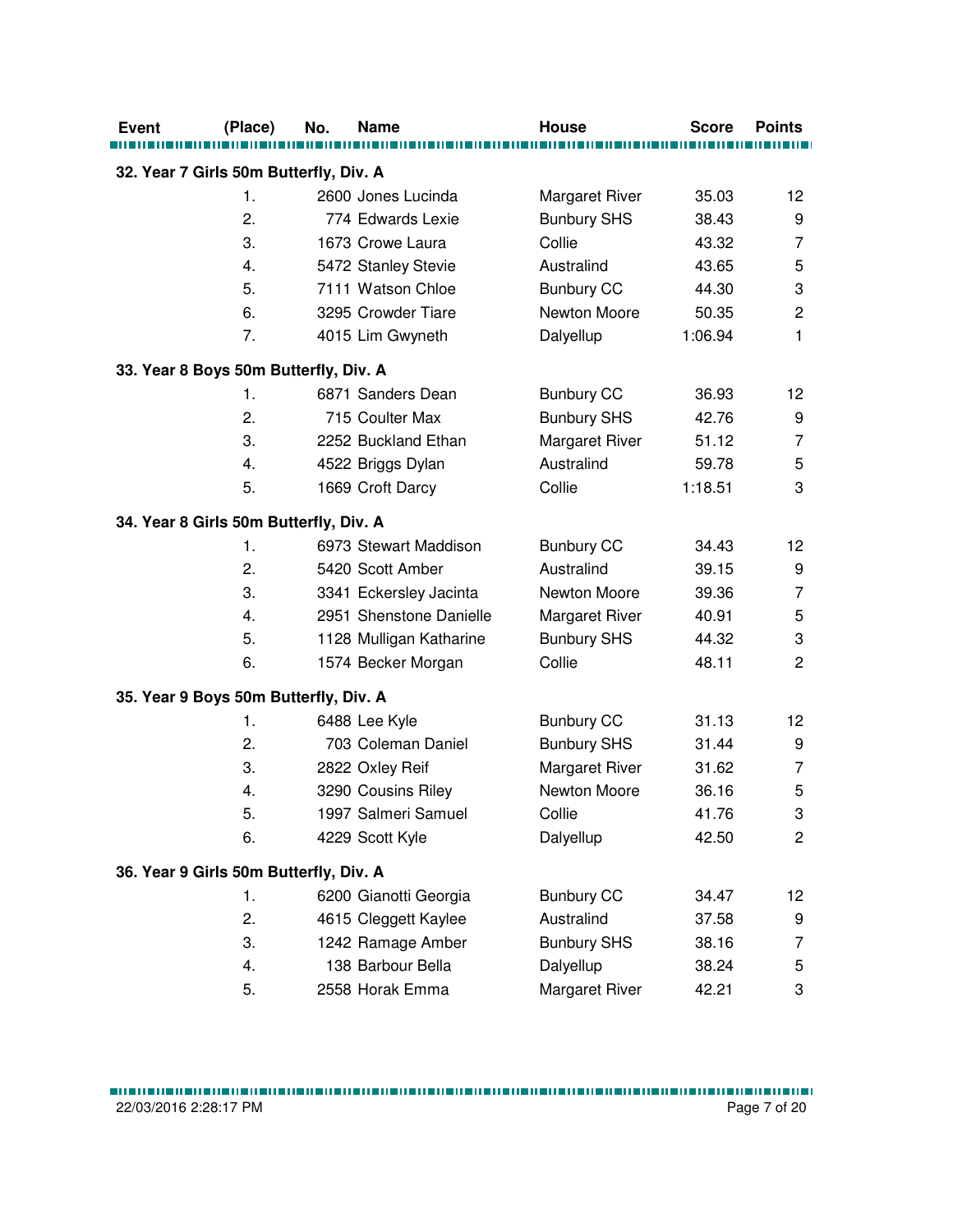| Event | (Place) | No. | Name | House | Score | Points |
|---|---|---|---|---|---|---|
| **32. Year 7 Girls 50m Butterfly, Div. A** | | | | | | |
| | 1. | 2600 | Jones Lucinda | Margaret River | 35.03 | 12 |
| | 2. | 774 | Edwards Lexie | Bunbury SHS | 38.43 | 9 |
| | 3. | 1673 | Crowe Laura | Collie | 43.32 | 7 |
| | 4. | 5472 | Stanley Stevie | Australind | 43.65 | 5 |
| | 5. | 7111 | Watson Chloe | Bunbury CC | 44.30 | 3 |
| | 6. | 3295 | Crowder Tiare | Newton Moore | 50.35 | 2 |
| | 7. | 4015 | Lim Gwyneth | Dalyellup | 1:06.94 | 1 |
| **33. Year 8 Boys 50m Butterfly, Div. A** | | | | | | |
| | 1. | 6871 | Sanders Dean | Bunbury CC | 36.93 | 12 |
| | 2. | 715 | Coulter Max | Bunbury SHS | 42.76 | 9 |
| | 3. | 2252 | Buckland Ethan | Margaret River | 51.12 | 7 |
| | 4. | 4522 | Briggs Dylan | Australind | 59.78 | 5 |
| | 5. | 1669 | Croft Darcy | Collie | 1:18.51 | 3 |
| **34. Year 8 Girls 50m Butterfly, Div. A** | | | | | | |
| | 1. | 6973 | Stewart Maddison | Bunbury CC | 34.43 | 12 |
| | 2. | 5420 | Scott Amber | Australind | 39.15 | 9 |
| | 3. | 3341 | Eckersley Jacinta | Newton Moore | 39.36 | 7 |
| | 4. | 2951 | Shenstone Danielle | Margaret River | 40.91 | 5 |
| | 5. | 1128 | Mulligan Katharine | Bunbury SHS | 44.32 | 3 |
| | 6. | 1574 | Becker Morgan | Collie | 48.11 | 2 |
| **35. Year 9 Boys 50m Butterfly, Div. A** | | | | | | |
| | 1. | 6488 | Lee Kyle | Bunbury CC | 31.13 | 12 |
| | 2. | 703 | Coleman Daniel | Bunbury SHS | 31.44 | 9 |
| | 3. | 2822 | Oxley Reif | Margaret River | 31.62 | 7 |
| | 4. | 3290 | Cousins Riley | Newton Moore | 36.16 | 5 |
| | 5. | 1997 | Salmeri Samuel | Collie | 41.76 | 3 |
| | 6. | 4229 | Scott Kyle | Dalyellup | 42.50 | 2 |
| **36. Year 9 Girls 50m Butterfly, Div. A** | | | | | | |
| | 1. | 6200 | Gianotti Georgia | Bunbury CC | 34.47 | 12 |
| | 2. | 4615 | Cleggett Kaylee | Australind | 37.58 | 9 |
| | 3. | 1242 | Ramage Amber | Bunbury SHS | 38.16 | 7 |
| | 4. | 138 | Barbour Bella | Dalyellup | 38.24 | 5 |
| | 5. | 2558 | Horak Emma | Margaret River | 42.21 | 3 |

22/03/2016 2:28:17 PM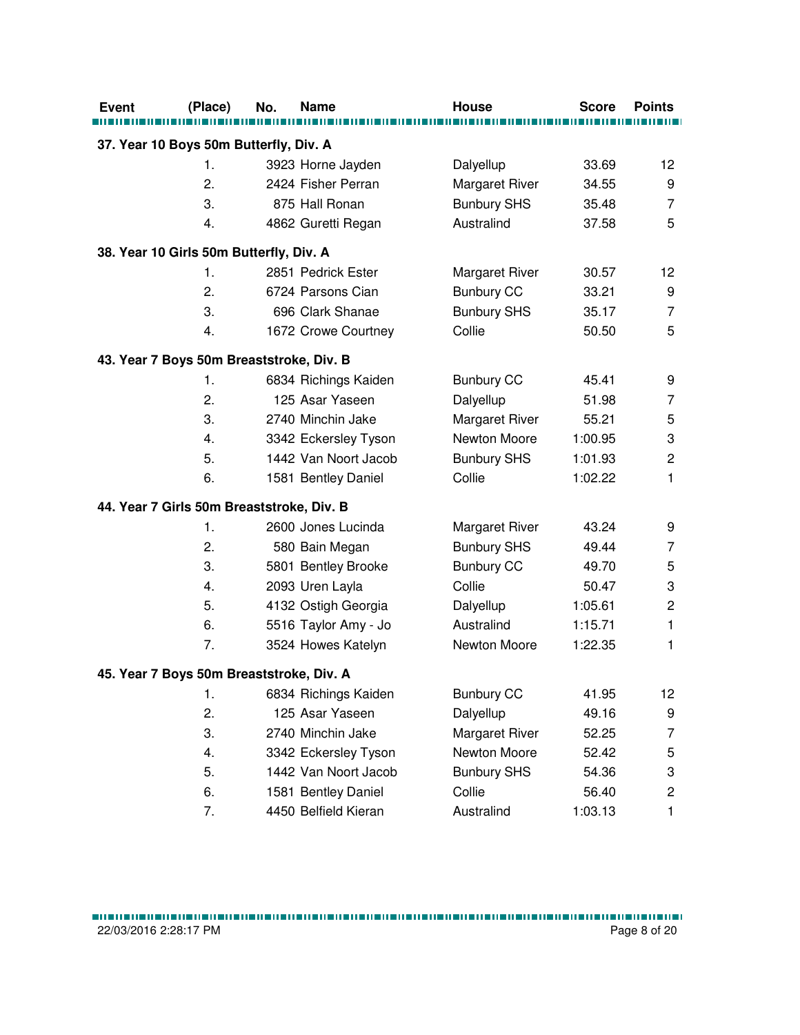| Event | (Place) | No. | Name | House | Score | Points |
|---|---|---|---|---|---|---|
| **37. Year 10 Boys 50m Butterfly, Div. A** | | | | | | |
| | 1. | 3923 | Horne Jayden | Dalyellup | 33.69 | 12 |
| | 2. | 2424 | Fisher Perran | Margaret River | 34.55 | 9 |
| | 3. | 875 | Hall Ronan | Bunbury SHS | 35.48 | 7 |
| | 4. | 4862 | Guretti Regan | Australind | 37.58 | 5 |
| **38. Year 10 Girls 50m Butterfly, Div. A** | | | | | | |
| | 1. | 2851 | Pedrick Ester | Margaret River | 30.57 | 12 |
| | 2. | 6724 | Parsons Cian | Bunbury CC | 33.21 | 9 |
| | 3. | 696 | Clark Shanae | Bunbury SHS | 35.17 | 7 |
| | 4. | 1672 | Crowe Courtney | Collie | 50.50 | 5 |
| **43. Year 7 Boys 50m Breaststroke, Div. B** | | | | | | |
| | 1. | 6834 | Richings Kaiden | Bunbury CC | 45.41 | 9 |
| | 2. | 125 | Asar Yaseen | Dalyellup | 51.98 | 7 |
| | 3. | 2740 | Minchin Jake | Margaret River | 55.21 | 5 |
| | 4. | 3342 | Eckersley Tyson | Newton Moore | 1:00.95 | 3 |
| | 5. | 1442 | Van Noort Jacob | Bunbury SHS | 1:01.93 | 2 |
| | 6. | 1581 | Bentley Daniel | Collie | 1:02.22 | 1 |
| **44. Year 7 Girls 50m Breaststroke, Div. B** | | | | | | |
| | 1. | 2600 | Jones Lucinda | Margaret River | 43.24 | 9 |
| | 2. | 580 | Bain Megan | Bunbury SHS | 49.44 | 7 |
| | 3. | 5801 | Bentley Brooke | Bunbury CC | 49.70 | 5 |
| | 4. | 2093 | Uren Layla | Collie | 50.47 | 3 |
| | 5. | 4132 | Ostigh Georgia | Dalyellup | 1:05.61 | 2 |
| | 6. | 5516 | Taylor Amy - Jo | Australind | 1:15.71 | 1 |
| | 7. | 3524 | Howes Katelyn | Newton Moore | 1:22.35 | 1 |
| **45. Year 7 Boys 50m Breaststroke, Div. A** | | | | | | |
| | 1. | 6834 | Richings Kaiden | Bunbury CC | 41.95 | 12 |
| | 2. | 125 | Asar Yaseen | Dalyellup | 49.16 | 9 |
| | 3. | 2740 | Minchin Jake | Margaret River | 52.25 | 7 |
| | 4. | 3342 | Eckersley Tyson | Newton Moore | 52.42 | 5 |
| | 5. | 1442 | Van Noort Jacob | Bunbury SHS | 54.36 | 3 |
| | 6. | 1581 | Bentley Daniel | Collie | 56.40 | 2 |
| | 7. | 4450 | Belfield Kieran | Australind | 1:03.13 | 1 |

22/03/2016 2:28:17 PM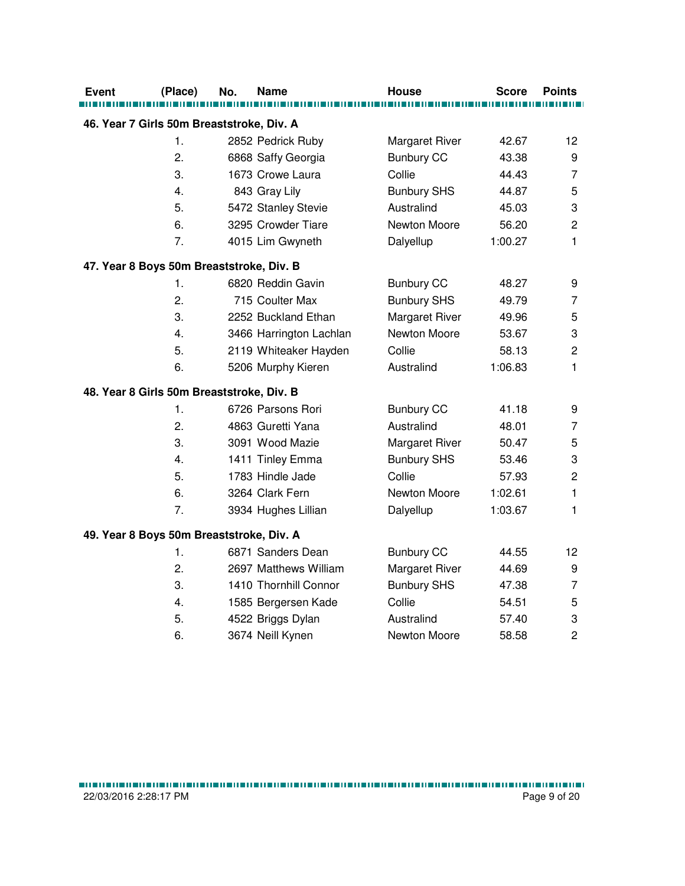| Event | (Place) | No. | Name | House | Score | Points |
|---|---|---|---|---|---|---|
| **46. Year 7 Girls 50m Breaststroke, Div. A** | | | | | | |
| | 1. | 2852 | Pedrick Ruby | Margaret River | 42.67 | 12 |
| | 2. | 6868 | Saffy Georgia | Bunbury CC | 43.38 | 9 |
| | 3. | 1673 | Crowe Laura | Collie | 44.43 | 7 |
| | 4. | 843 | Gray Lily | Bunbury SHS | 44.87 | 5 |
| | 5. | 5472 | Stanley Stevie | Australind | 45.03 | 3 |
| | 6. | 3295 | Crowder Tiare | Newton Moore | 56.20 | 2 |
| | 7. | 4015 | Lim Gwyneth | Dalyellup | 1:00.27 | 1 |
| **47. Year 8 Boys 50m Breaststroke, Div. B** | | | | | | |
| | 1. | 6820 | Reddin Gavin | Bunbury CC | 48.27 | 9 |
| | 2. | 715 | Coulter Max | Bunbury SHS | 49.79 | 7 |
| | 3. | 2252 | Buckland Ethan | Margaret River | 49.96 | 5 |
| | 4. | 3466 | Harrington Lachlan | Newton Moore | 53.67 | 3 |
| | 5. | 2119 | Whiteaker Hayden | Collie | 58.13 | 2 |
| | 6. | 5206 | Murphy Kieren | Australind | 1:06.83 | 1 |
| **48. Year 8 Girls 50m Breaststroke, Div. B** | | | | | | |
| | 1. | 6726 | Parsons Rori | Bunbury CC | 41.18 | 9 |
| | 2. | 4863 | Guretti Yana | Australind | 48.01 | 7 |
| | 3. | 3091 | Wood Mazie | Margaret River | 50.47 | 5 |
| | 4. | 1411 | Tinley Emma | Bunbury SHS | 53.46 | 3 |
| | 5. | 1783 | Hindle Jade | Collie | 57.93 | 2 |
| | 6. | 3264 | Clark Fern | Newton Moore | 1:02.61 | 1 |
| | 7. | 3934 | Hughes Lillian | Dalyellup | 1:03.67 | 1 |
| **49. Year 8 Boys 50m Breaststroke, Div. A** | | | | | | |
| | 1. | 6871 | Sanders Dean | Bunbury CC | 44.55 | 12 |
| | 2. | 2697 | Matthews William | Margaret River | 44.69 | 9 |
| | 3. | 1410 | Thornhill Connor | Bunbury SHS | 47.38 | 7 |
| | 4. | 1585 | Bergersen Kade | Collie | 54.51 | 5 |
| | 5. | 4522 | Briggs Dylan | Australind | 57.40 | 3 |
| | 6. | 3674 | Neill Kynen | Newton Moore | 58.58 | 2 |

22/03/2016 2:28:17 PM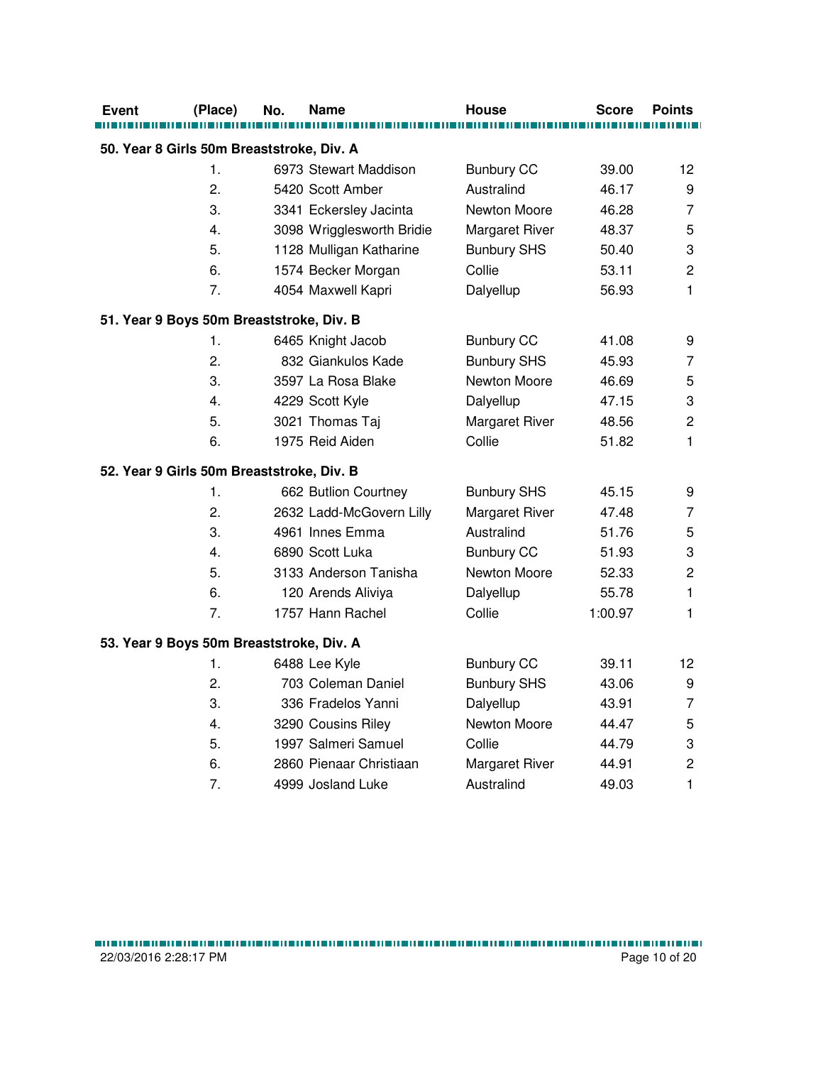| Event | (Place) | No. | Name | House | Score | Points |
|---|---|---|---|---|---|---|
| **50. Year 8 Girls 50m Breaststroke, Div. A** | | | | | | |
| | 1. | 6973 | Stewart Maddison | Bunbury CC | 39.00 | 12 |
| | 2. | 5420 | Scott Amber | Australind | 46.17 | 9 |
| | 3. | 3341 | Eckersley Jacinta | Newton Moore | 46.28 | 7 |
| | 4. | 3098 | Wrigglesworth Bridie | Margaret River | 48.37 | 5 |
| | 5. | 1128 | Mulligan Katharine | Bunbury SHS | 50.40 | 3 |
| | 6. | 1574 | Becker Morgan | Collie | 53.11 | 2 |
| | 7. | 4054 | Maxwell Kapri | Dalyellup | 56.93 | 1 |
| **51. Year 9 Boys 50m Breaststroke, Div. B** | | | | | | |
| | 1. | 6465 | Knight Jacob | Bunbury CC | 41.08 | 9 |
| | 2. | 832 | Giankulos Kade | Bunbury SHS | 45.93 | 7 |
| | 3. | 3597 | La Rosa Blake | Newton Moore | 46.69 | 5 |
| | 4. | 4229 | Scott Kyle | Dalyellup | 47.15 | 3 |
| | 5. | 3021 | Thomas Taj | Margaret River | 48.56 | 2 |
| | 6. | 1975 | Reid Aiden | Collie | 51.82 | 1 |
| **52. Year 9 Girls 50m Breaststroke, Div. B** | | | | | | |
| | 1. | 662 | Butlion Courtney | Bunbury SHS | 45.15 | 9 |
| | 2. | 2632 | Ladd-McGovern Lilly | Margaret River | 47.48 | 7 |
| | 3. | 4961 | Innes Emma | Australind | 51.76 | 5 |
| | 4. | 6890 | Scott Luka | Bunbury CC | 51.93 | 3 |
| | 5. | 3133 | Anderson Tanisha | Newton Moore | 52.33 | 2 |
| | 6. | 120 | Arends Aliviya | Dalyellup | 55.78 | 1 |
| | 7. | 1757 | Hann Rachel | Collie | 1:00.97 | 1 |
| **53. Year 9 Boys 50m Breaststroke, Div. A** | | | | | | |
| | 1. | 6488 | Lee Kyle | Bunbury CC | 39.11 | 12 |
| | 2. | 703 | Coleman Daniel | Bunbury SHS | 43.06 | 9 |
| | 3. | 336 | Fradelos Yanni | Dalyellup | 43.91 | 7 |
| | 4. | 3290 | Cousins Riley | Newton Moore | 44.47 | 5 |
| | 5. | 1997 | Salmeri Samuel | Collie | 44.79 | 3 |
| | 6. | 2860 | Pienaar Christiaan | Margaret River | 44.91 | 2 |
| | 7. | 4999 | Josland Luke | Australind | 49.03 | 1 |

22/03/2016 2:28:17 PM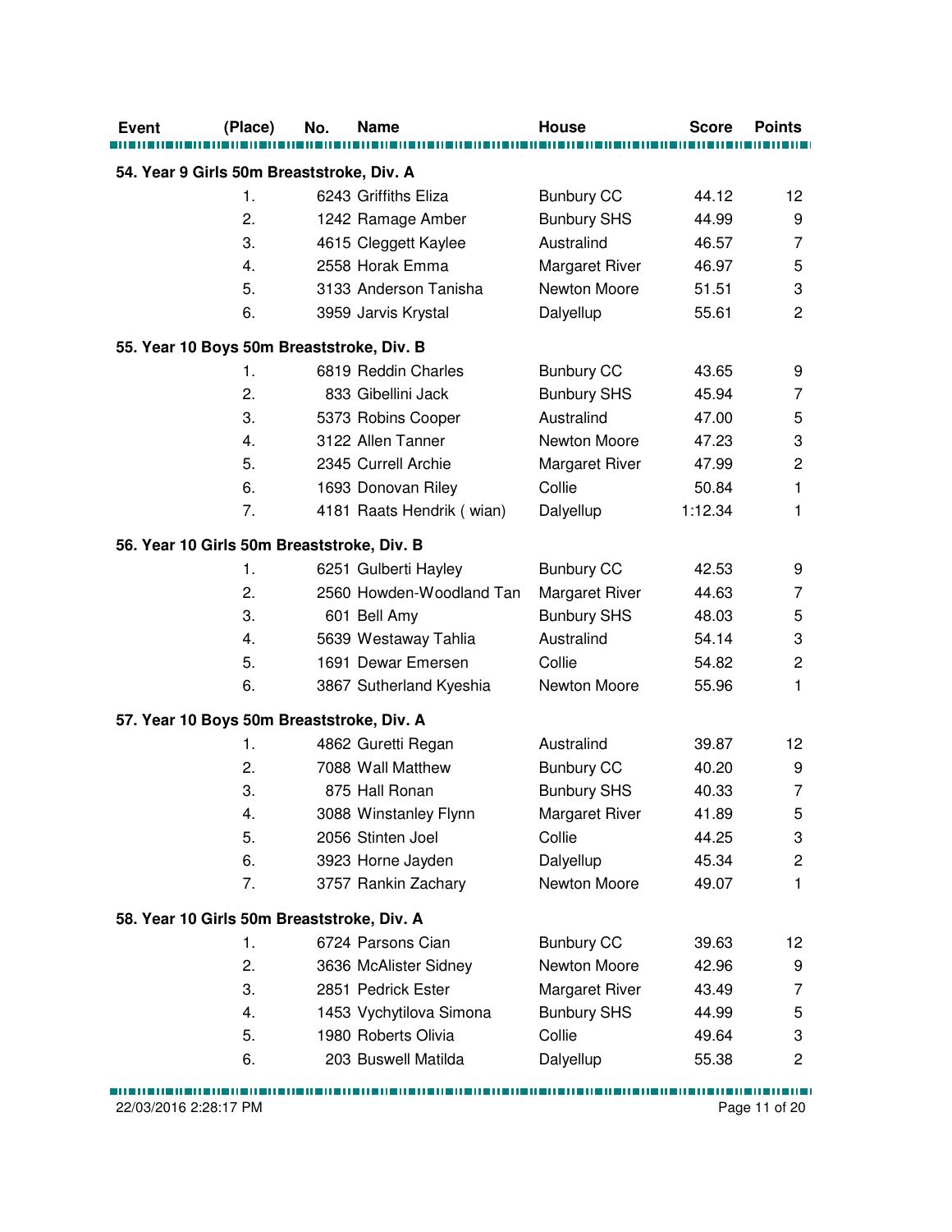| Event | (Place) | No. | Name | House | Score | Points |
|---|---|---|---|---|---|---|
| **54. Year 9 Girls 50m Breaststroke, Div. A** | | | | | | |
| | 1. | 6243 | Griffiths Eliza | Bunbury CC | 44.12 | 12 |
| | 2. | 1242 | Ramage Amber | Bunbury SHS | 44.99 | 9 |
| | 3. | 4615 | Cleggett Kaylee | Australind | 46.57 | 7 |
| | 4. | 2558 | Horak Emma | Margaret River | 46.97 | 5 |
| | 5. | 3133 | Anderson Tanisha | Newton Moore | 51.51 | 3 |
| | 6. | 3959 | Jarvis Krystal | Dalyellup | 55.61 | 2 |
| **55. Year 10 Boys 50m Breaststroke, Div. B** | | | | | | |
| | 1. | 6819 | Reddin Charles | Bunbury CC | 43.65 | 9 |
| | 2. | 833 | Gibellini Jack | Bunbury SHS | 45.94 | 7 |
| | 3. | 5373 | Robins Cooper | Australind | 47.00 | 5 |
| | 4. | 3122 | Allen Tanner | Newton Moore | 47.23 | 3 |
| | 5. | 2345 | Currell Archie | Margaret River | 47.99 | 2 |
| | 6. | 1693 | Donovan Riley | Collie | 50.84 | 1 |
| | 7. | 4181 | Raats Hendrik ( wian) | Dalyellup | 1:12.34 | 1 |
| **56. Year 10 Girls 50m Breaststroke, Div. B** | | | | | | |
| | 1. | 6251 | Gulberti Hayley | Bunbury CC | 42.53 | 9 |
| | 2. | 2560 | Howden-Woodland Tan | Margaret River | 44.63 | 7 |
| | 3. | 601 | Bell Amy | Bunbury SHS | 48.03 | 5 |
| | 4. | 5639 | Westaway Tahlia | Australind | 54.14 | 3 |
| | 5. | 1691 | Dewar Emersen | Collie | 54.82 | 2 |
| | 6. | 3867 | Sutherland Kyeshia | Newton Moore | 55.96 | 1 |
| **57. Year 10 Boys 50m Breaststroke, Div. A** | | | | | | |
| | 1. | 4862 | Guretti Regan | Australind | 39.87 | 12 |
| | 2. | 7088 | Wall Matthew | Bunbury CC | 40.20 | 9 |
| | 3. | 875 | Hall Ronan | Bunbury SHS | 40.33 | 7 |
| | 4. | 3088 | Winstanley Flynn | Margaret River | 41.89 | 5 |
| | 5. | 2056 | Stinten Joel | Collie | 44.25 | 3 |
| | 6. | 3923 | Horne Jayden | Dalyellup | 45.34 | 2 |
| | 7. | 3757 | Rankin Zachary | Newton Moore | 49.07 | 1 |
| **58. Year 10 Girls 50m Breaststroke, Div. A** | | | | | | |
| | 1. | 6724 | Parsons Cian | Bunbury CC | 39.63 | 12 |
| | 2. | 3636 | McAlister Sidney | Newton Moore | 42.96 | 9 |
| | 3. | 2851 | Pedrick Ester | Margaret River | 43.49 | 7 |
| | 4. | 1453 | Vychytilova Simona | Bunbury SHS | 44.99 | 5 |
| | 5. | 1980 | Roberts Olivia | Collie | 49.64 | 3 |
| | 6. | 203 | Buswell Matilda | Dalyellup | 55.38 | 2 |

22/03/2016 2:28:17 PM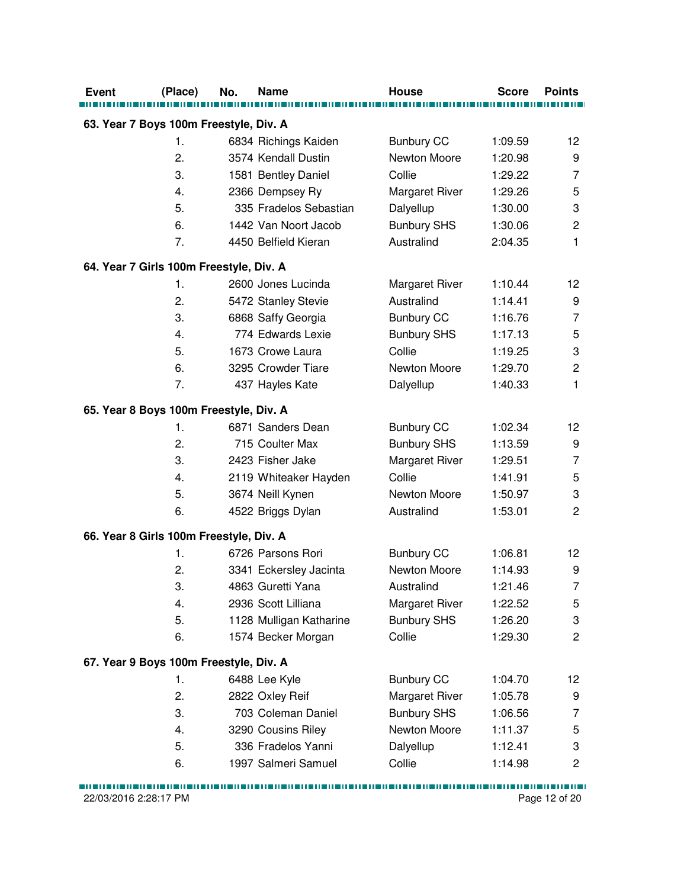| Event | (Place) | No. | Name | House | Score | Points |
|---|---|---|---|---|---|---|
| **63. Year 7 Boys 100m Freestyle, Div. A** | | | | | | |
| | 1. | 6834 | Richings Kaiden | Bunbury CC | 1:09.59 | 12 |
| | 2. | 3574 | Kendall Dustin | Newton Moore | 1:20.98 | 9 |
| | 3. | 1581 | Bentley Daniel | Collie | 1:29.22 | 7 |
| | 4. | 2366 | Dempsey Ry | Margaret River | 1:29.26 | 5 |
| | 5. | 335 | Fradelos Sebastian | Dalyellup | 1:30.00 | 3 |
| | 6. | 1442 | Van Noort Jacob | Bunbury SHS | 1:30.06 | 2 |
| | 7. | 4450 | Belfield Kieran | Australind | 2:04.35 | 1 |
| **64. Year 7 Girls 100m Freestyle, Div. A** | | | | | | |
| | 1. | 2600 | Jones Lucinda | Margaret River | 1:10.44 | 12 |
| | 2. | 5472 | Stanley Stevie | Australind | 1:14.41 | 9 |
| | 3. | 6868 | Saffy Georgia | Bunbury CC | 1:16.76 | 7 |
| | 4. | 774 | Edwards Lexie | Bunbury SHS | 1:17.13 | 5 |
| | 5. | 1673 | Crowe Laura | Collie | 1:19.25 | 3 |
| | 6. | 3295 | Crowder Tiare | Newton Moore | 1:29.70 | 2 |
| | 7. | 437 | Hayles Kate | Dalyellup | 1:40.33 | 1 |
| **65. Year 8 Boys 100m Freestyle, Div. A** | | | | | | |
| | 1. | 6871 | Sanders Dean | Bunbury CC | 1:02.34 | 12 |
| | 2. | 715 | Coulter Max | Bunbury SHS | 1:13.59 | 9 |
| | 3. | 2423 | Fisher Jake | Margaret River | 1:29.51 | 7 |
| | 4. | 2119 | Whiteaker Hayden | Collie | 1:41.91 | 5 |
| | 5. | 3674 | Neill Kynen | Newton Moore | 1:50.97 | 3 |
| | 6. | 4522 | Briggs Dylan | Australind | 1:53.01 | 2 |
| **66. Year 8 Girls 100m Freestyle, Div. A** | | | | | | |
| | 1. | 6726 | Parsons Rori | Bunbury CC | 1:06.81 | 12 |
| | 2. | 3341 | Eckersley Jacinta | Newton Moore | 1:14.93 | 9 |
| | 3. | 4863 | Guretti Yana | Australind | 1:21.46 | 7 |
| | 4. | 2936 | Scott Lilliana | Margaret River | 1:22.52 | 5 |
| | 5. | 1128 | Mulligan Katharine | Bunbury SHS | 1:26.20 | 3 |
| | 6. | 1574 | Becker Morgan | Collie | 1:29.30 | 2 |
| **67. Year 9 Boys 100m Freestyle, Div. A** | | | | | | |
| | 1. | 6488 | Lee Kyle | Bunbury CC | 1:04.70 | 12 |
| | 2. | 2822 | Oxley Reif | Margaret River | 1:05.78 | 9 |
| | 3. | 703 | Coleman Daniel | Bunbury SHS | 1:06.56 | 7 |
| | 4. | 3290 | Cousins Riley | Newton Moore | 1:11.37 | 5 |
| | 5. | 336 | Fradelos Yanni | Dalyellup | 1:12.41 | 3 |
| | 6. | 1997 | Salmeri Samuel | Collie | 1:14.98 | 2 |

22/03/2016 2:28:17 PM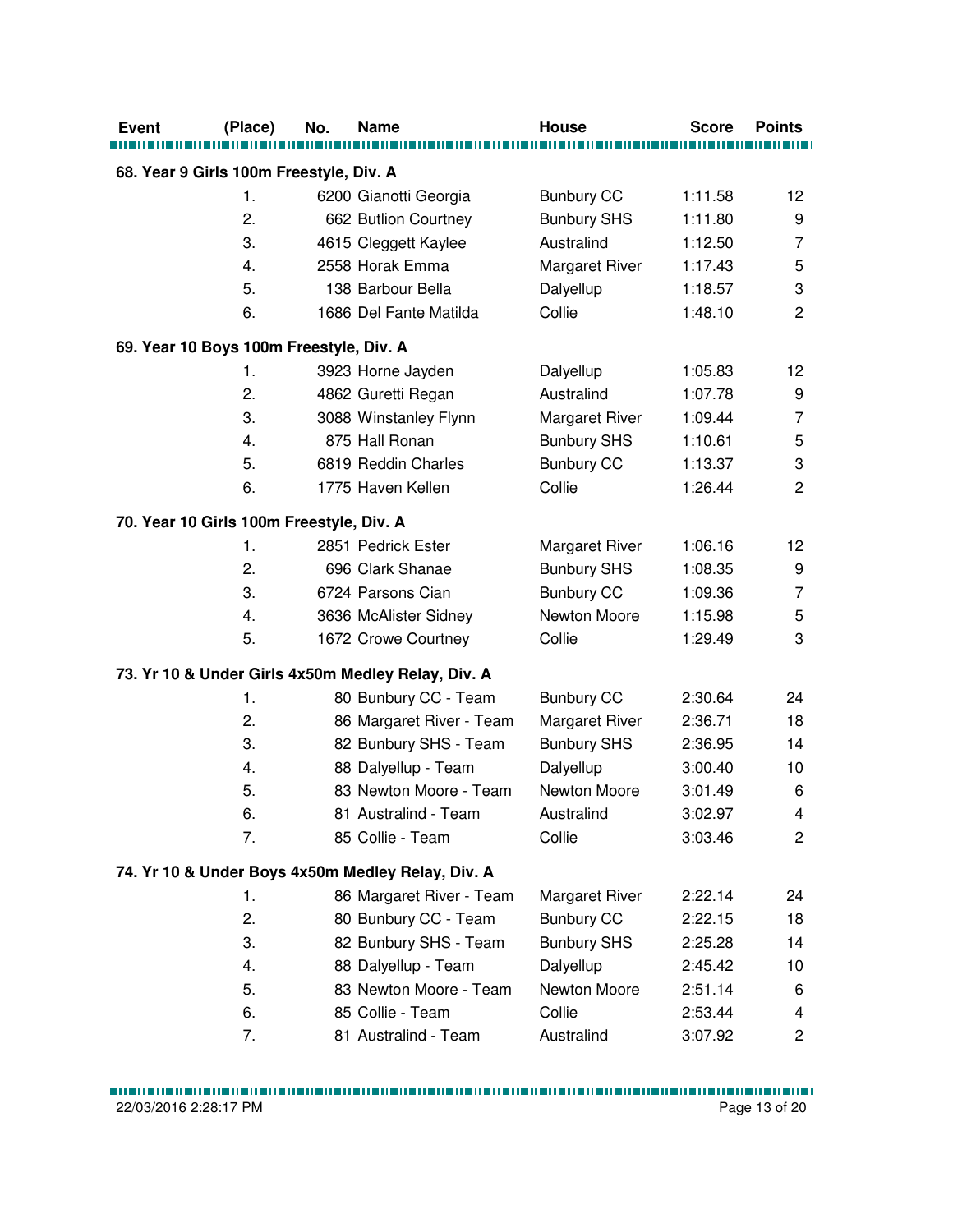| Event | (Place) | No. | Name | House | Score | Points |
|---|---|---|---|---|---|---|

**68. Year 9 Girls 100m Freestyle, Div. A**

| (Place) | No. | Name | House | Score | Points |
|---|---|---|---|---|---|
| 1. | 6200 | Gianotti Georgia | Bunbury CC | 1:11.58 | 12 |
| 2. | 662 | Butlion Courtney | Bunbury SHS | 1:11.80 | 9 |
| 3. | 4615 | Cleggett Kaylee | Australind | 1:12.50 | 7 |
| 4. | 2558 | Horak Emma | Margaret River | 1:17.43 | 5 |
| 5. | 138 | Barbour Bella | Dalyellup | 1:18.57 | 3 |
| 6. | 1686 | Del Fante Matilda | Collie | 1:48.10 | 2 |

**69. Year 10 Boys 100m Freestyle, Div. A**

| (Place) | No. | Name | House | Score | Points |
|---|---|---|---|---|---|
| 1. | 3923 | Horne Jayden | Dalyellup | 1:05.83 | 12 |
| 2. | 4862 | Guretti Regan | Australind | 1:07.78 | 9 |
| 3. | 3088 | Winstanley Flynn | Margaret River | 1:09.44 | 7 |
| 4. | 875 | Hall Ronan | Bunbury SHS | 1:10.61 | 5 |
| 5. | 6819 | Reddin Charles | Bunbury CC | 1:13.37 | 3 |
| 6. | 1775 | Haven Kellen | Collie | 1:26.44 | 2 |

**70. Year 10 Girls 100m Freestyle, Div. A**

| (Place) | No. | Name | House | Score | Points |
|---|---|---|---|---|---|
| 1. | 2851 | Pedrick Ester | Margaret River | 1:06.16 | 12 |
| 2. | 696 | Clark Shanae | Bunbury SHS | 1:08.35 | 9 |
| 3. | 6724 | Parsons Cian | Bunbury CC | 1:09.36 | 7 |
| 4. | 3636 | McAlister Sidney | Newton Moore | 1:15.98 | 5 |
| 5. | 1672 | Crowe Courtney | Collie | 1:29.49 | 3 |

**73. Yr 10 & Under Girls 4x50m Medley Relay, Div. A**

| (Place) | No. | Name | House | Score | Points |
|---|---|---|---|---|---|
| 1. | 80 | Bunbury CC - Team | Bunbury CC | 2:30.64 | 24 |
| 2. | 86 | Margaret River - Team | Margaret River | 2:36.71 | 18 |
| 3. | 82 | Bunbury SHS - Team | Bunbury SHS | 2:36.95 | 14 |
| 4. | 88 | Dalyellup - Team | Dalyellup | 3:00.40 | 10 |
| 5. | 83 | Newton Moore - Team | Newton Moore | 3:01.49 | 6 |
| 6. | 81 | Australind - Team | Australind | 3:02.97 | 4 |
| 7. | 85 | Collie - Team | Collie | 3:03.46 | 2 |

**74. Yr 10 & Under Boys 4x50m Medley Relay, Div. A**

| (Place) | No. | Name | House | Score | Points |
|---|---|---|---|---|---|
| 1. | 86 | Margaret River - Team | Margaret River | 2:22.14 | 24 |
| 2. | 80 | Bunbury CC - Team | Bunbury CC | 2:22.15 | 18 |
| 3. | 82 | Bunbury SHS - Team | Bunbury SHS | 2:25.28 | 14 |
| 4. | 88 | Dalyellup - Team | Dalyellup | 2:45.42 | 10 |
| 5. | 83 | Newton Moore - Team | Newton Moore | 2:51.14 | 6 |
| 6. | 85 | Collie - Team | Collie | 2:53.44 | 4 |
| 7. | 81 | Australind - Team | Australind | 3:07.92 | 2 |

22/03/2016 2:28:17 PM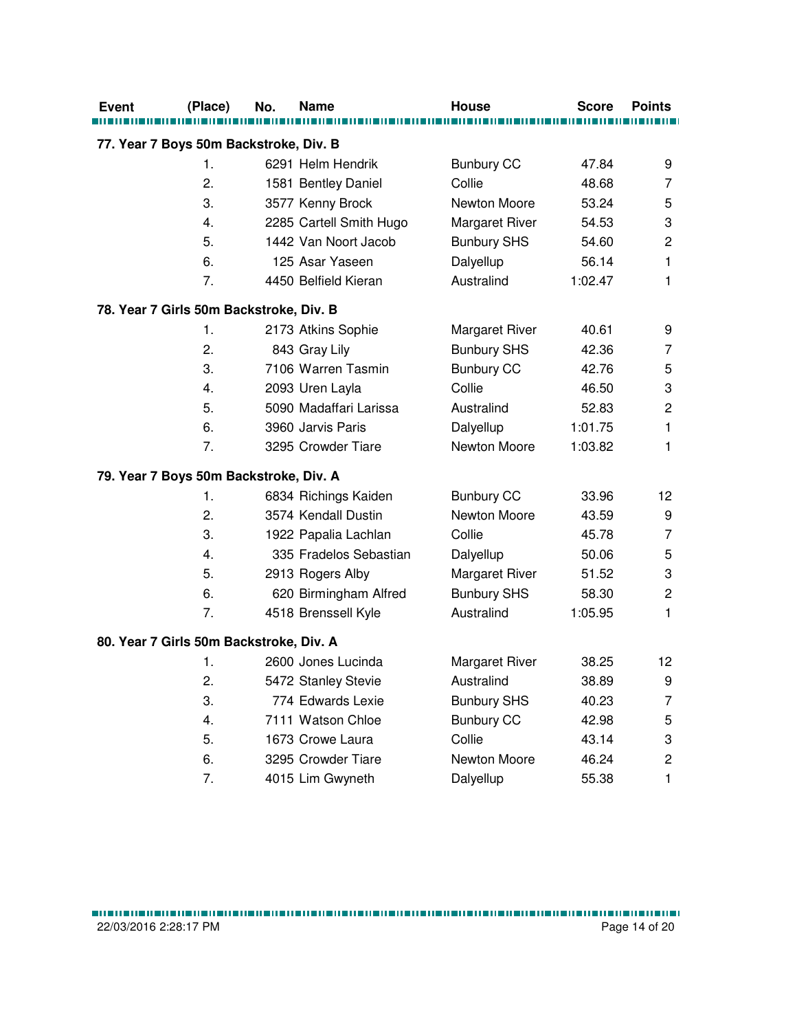| Event | (Place) | No. | Name | House | Score | Points |
|---|---|---|---|---|---|---|
| **77. Year 7 Boys 50m Backstroke, Div. B** | | | | | | |
| | 1. | 6291 | Helm Hendrik | Bunbury CC | 47.84 | 9 |
| | 2. | 1581 | Bentley Daniel | Collie | 48.68 | 7 |
| | 3. | 3577 | Kenny Brock | Newton Moore | 53.24 | 5 |
| | 4. | 2285 | Cartell Smith Hugo | Margaret River | 54.53 | 3 |
| | 5. | 1442 | Van Noort Jacob | Bunbury SHS | 54.60 | 2 |
| | 6. | 125 | Asar Yaseen | Dalyellup | 56.14 | 1 |
| | 7. | 4450 | Belfield Kieran | Australind | 1:02.47 | 1 |
| **78. Year 7 Girls 50m Backstroke, Div. B** | | | | | | |
| | 1. | 2173 | Atkins Sophie | Margaret River | 40.61 | 9 |
| | 2. | 843 | Gray Lily | Bunbury SHS | 42.36 | 7 |
| | 3. | 7106 | Warren Tasmin | Bunbury CC | 42.76 | 5 |
| | 4. | 2093 | Uren Layla | Collie | 46.50 | 3 |
| | 5. | 5090 | Madaffari Larissa | Australind | 52.83 | 2 |
| | 6. | 3960 | Jarvis Paris | Dalyellup | 1:01.75 | 1 |
| | 7. | 3295 | Crowder Tiare | Newton Moore | 1:03.82 | 1 |
| **79. Year 7 Boys 50m Backstroke, Div. A** | | | | | | |
| | 1. | 6834 | Richings Kaiden | Bunbury CC | 33.96 | 12 |
| | 2. | 3574 | Kendall Dustin | Newton Moore | 43.59 | 9 |
| | 3. | 1922 | Papalia Lachlan | Collie | 45.78 | 7 |
| | 4. | 335 | Fradelos Sebastian | Dalyellup | 50.06 | 5 |
| | 5. | 2913 | Rogers Alby | Margaret River | 51.52 | 3 |
| | 6. | 620 | Birmingham Alfred | Bunbury SHS | 58.30 | 2 |
| | 7. | 4518 | Brenssell Kyle | Australind | 1:05.95 | 1 |
| **80. Year 7 Girls 50m Backstroke, Div. A** | | | | | | |
| | 1. | 2600 | Jones Lucinda | Margaret River | 38.25 | 12 |
| | 2. | 5472 | Stanley Stevie | Australind | 38.89 | 9 |
| | 3. | 774 | Edwards Lexie | Bunbury SHS | 40.23 | 7 |
| | 4. | 7111 | Watson Chloe | Bunbury CC | 42.98 | 5 |
| | 5. | 1673 | Crowe Laura | Collie | 43.14 | 3 |
| | 6. | 3295 | Crowder Tiare | Newton Moore | 46.24 | 2 |
| | 7. | 4015 | Lim Gwyneth | Dalyellup | 55.38 | 1 |

22/03/2016 2:28:17 PM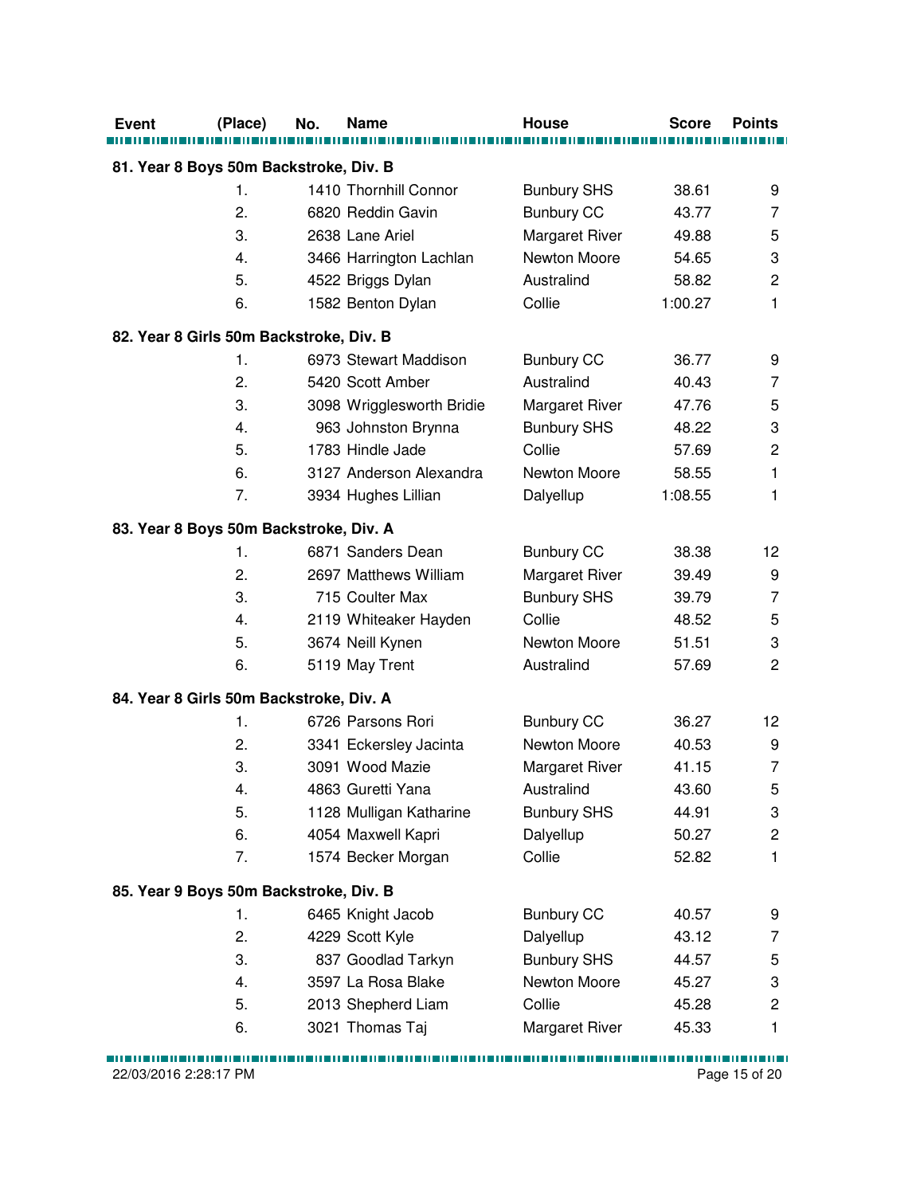| Event | (Place) | No. | Name | House | Score | Points |
|---|---|---|---|---|---|---|
| **81. Year 8 Boys 50m Backstroke, Div. B** | | | | | | |
| | 1. | 1410 | Thornhill Connor | Bunbury SHS | 38.61 | 9 |
| | 2. | 6820 | Reddin Gavin | Bunbury CC | 43.77 | 7 |
| | 3. | 2638 | Lane Ariel | Margaret River | 49.88 | 5 |
| | 4. | 3466 | Harrington Lachlan | Newton Moore | 54.65 | 3 |
| | 5. | 4522 | Briggs Dylan | Australind | 58.82 | 2 |
| | 6. | 1582 | Benton Dylan | Collie | 1:00.27 | 1 |
| **82. Year 8 Girls 50m Backstroke, Div. B** | | | | | | |
| | 1. | 6973 | Stewart Maddison | Bunbury CC | 36.77 | 9 |
| | 2. | 5420 | Scott Amber | Australind | 40.43 | 7 |
| | 3. | 3098 | Wrigglesworth Bridie | Margaret River | 47.76 | 5 |
| | 4. | 963 | Johnston Brynna | Bunbury SHS | 48.22 | 3 |
| | 5. | 1783 | Hindle Jade | Collie | 57.69 | 2 |
| | 6. | 3127 | Anderson Alexandra | Newton Moore | 58.55 | 1 |
| | 7. | 3934 | Hughes Lillian | Dalyellup | 1:08.55 | 1 |
| **83. Year 8 Boys 50m Backstroke, Div. A** | | | | | | |
| | 1. | 6871 | Sanders Dean | Bunbury CC | 38.38 | 12 |
| | 2. | 2697 | Matthews William | Margaret River | 39.49 | 9 |
| | 3. | 715 | Coulter Max | Bunbury SHS | 39.79 | 7 |
| | 4. | 2119 | Whiteaker Hayden | Collie | 48.52 | 5 |
| | 5. | 3674 | Neill Kynen | Newton Moore | 51.51 | 3 |
| | 6. | 5119 | May Trent | Australind | 57.69 | 2 |
| **84. Year 8 Girls 50m Backstroke, Div. A** | | | | | | |
| | 1. | 6726 | Parsons Rori | Bunbury CC | 36.27 | 12 |
| | 2. | 3341 | Eckersley Jacinta | Newton Moore | 40.53 | 9 |
| | 3. | 3091 | Wood Mazie | Margaret River | 41.15 | 7 |
| | 4. | 4863 | Guretti Yana | Australind | 43.60 | 5 |
| | 5. | 1128 | Mulligan Katharine | Bunbury SHS | 44.91 | 3 |
| | 6. | 4054 | Maxwell Kapri | Dalyellup | 50.27 | 2 |
| | 7. | 1574 | Becker Morgan | Collie | 52.82 | 1 |
| **85. Year 9 Boys 50m Backstroke, Div. B** | | | | | | |
| | 1. | 6465 | Knight Jacob | Bunbury CC | 40.57 | 9 |
| | 2. | 4229 | Scott Kyle | Dalyellup | 43.12 | 7 |
| | 3. | 837 | Goodlad Tarkyn | Bunbury SHS | 44.57 | 5 |
| | 4. | 3597 | La Rosa Blake | Newton Moore | 45.27 | 3 |
| | 5. | 2013 | Shepherd Liam | Collie | 45.28 | 2 |
| | 6. | 3021 | Thomas Taj | Margaret River | 45.33 | 1 |

22/03/2016 2:28:17 PM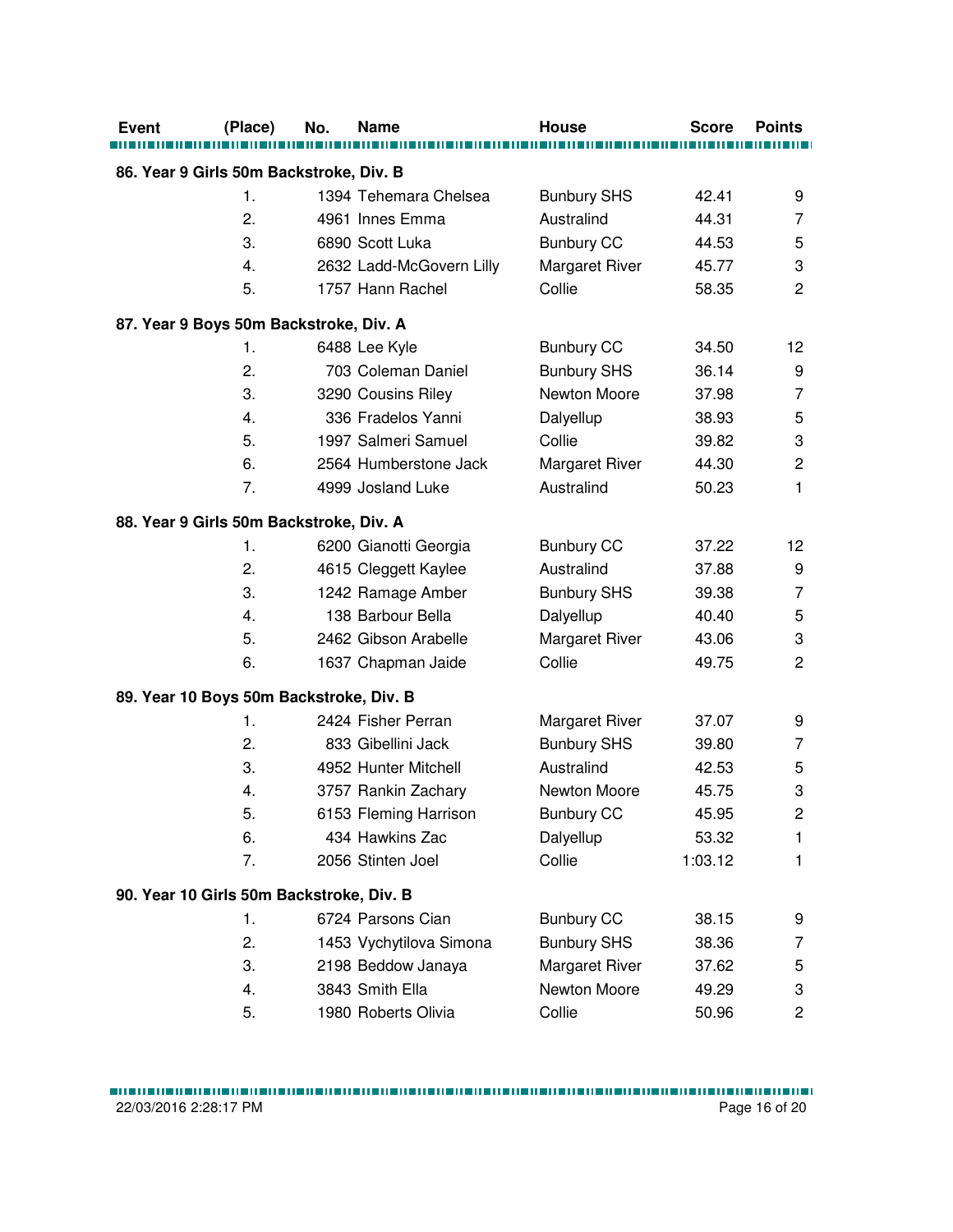| Event | (Place) | No. | Name | House | Score | Points |
|---|---|---|---|---|---|---|
| **86. Year 9 Girls 50m Backstroke, Div. B** | | | | | | |
| | 1. | 1394 | Tehemara Chelsea | Bunbury SHS | 42.41 | 9 |
| | 2. | 4961 | Innes Emma | Australind | 44.31 | 7 |
| | 3. | 6890 | Scott Luka | Bunbury CC | 44.53 | 5 |
| | 4. | 2632 | Ladd-McGovern Lilly | Margaret River | 45.77 | 3 |
| | 5. | 1757 | Hann Rachel | Collie | 58.35 | 2 |
| **87. Year 9 Boys 50m Backstroke, Div. A** | | | | | | |
| | 1. | 6488 | Lee Kyle | Bunbury CC | 34.50 | 12 |
| | 2. | 703 | Coleman Daniel | Bunbury SHS | 36.14 | 9 |
| | 3. | 3290 | Cousins Riley | Newton Moore | 37.98 | 7 |
| | 4. | 336 | Fradelos Yanni | Dalyellup | 38.93 | 5 |
| | 5. | 1997 | Salmeri Samuel | Collie | 39.82 | 3 |
| | 6. | 2564 | Humberstone Jack | Margaret River | 44.30 | 2 |
| | 7. | 4999 | Josland Luke | Australind | 50.23 | 1 |
| **88. Year 9 Girls 50m Backstroke, Div. A** | | | | | | |
| | 1. | 6200 | Gianotti Georgia | Bunbury CC | 37.22 | 12 |
| | 2. | 4615 | Cleggett Kaylee | Australind | 37.88 | 9 |
| | 3. | 1242 | Ramage Amber | Bunbury SHS | 39.38 | 7 |
| | 4. | 138 | Barbour Bella | Dalyellup | 40.40 | 5 |
| | 5. | 2462 | Gibson Arabelle | Margaret River | 43.06 | 3 |
| | 6. | 1637 | Chapman Jaide | Collie | 49.75 | 2 |
| **89. Year 10 Boys 50m Backstroke, Div. B** | | | | | | |
| | 1. | 2424 | Fisher Perran | Margaret River | 37.07 | 9 |
| | 2. | 833 | Gibellini Jack | Bunbury SHS | 39.80 | 7 |
| | 3. | 4952 | Hunter Mitchell | Australind | 42.53 | 5 |
| | 4. | 3757 | Rankin Zachary | Newton Moore | 45.75 | 3 |
| | 5. | 6153 | Fleming Harrison | Bunbury CC | 45.95 | 2 |
| | 6. | 434 | Hawkins Zac | Dalyellup | 53.32 | 1 |
| | 7. | 2056 | Stinten Joel | Collie | 1:03.12 | 1 |
| **90. Year 10 Girls 50m Backstroke, Div. B** | | | | | | |
| | 1. | 6724 | Parsons Cian | Bunbury CC | 38.15 | 9 |
| | 2. | 1453 | Vychytilova Simona | Bunbury SHS | 38.36 | 7 |
| | 3. | 2198 | Beddow Janaya | Margaret River | 37.62 | 5 |
| | 4. | 3843 | Smith Ella | Newton Moore | 49.29 | 3 |
| | 5. | 1980 | Roberts Olivia | Collie | 50.96 | 2 |

22/03/2016 2:28:17 PM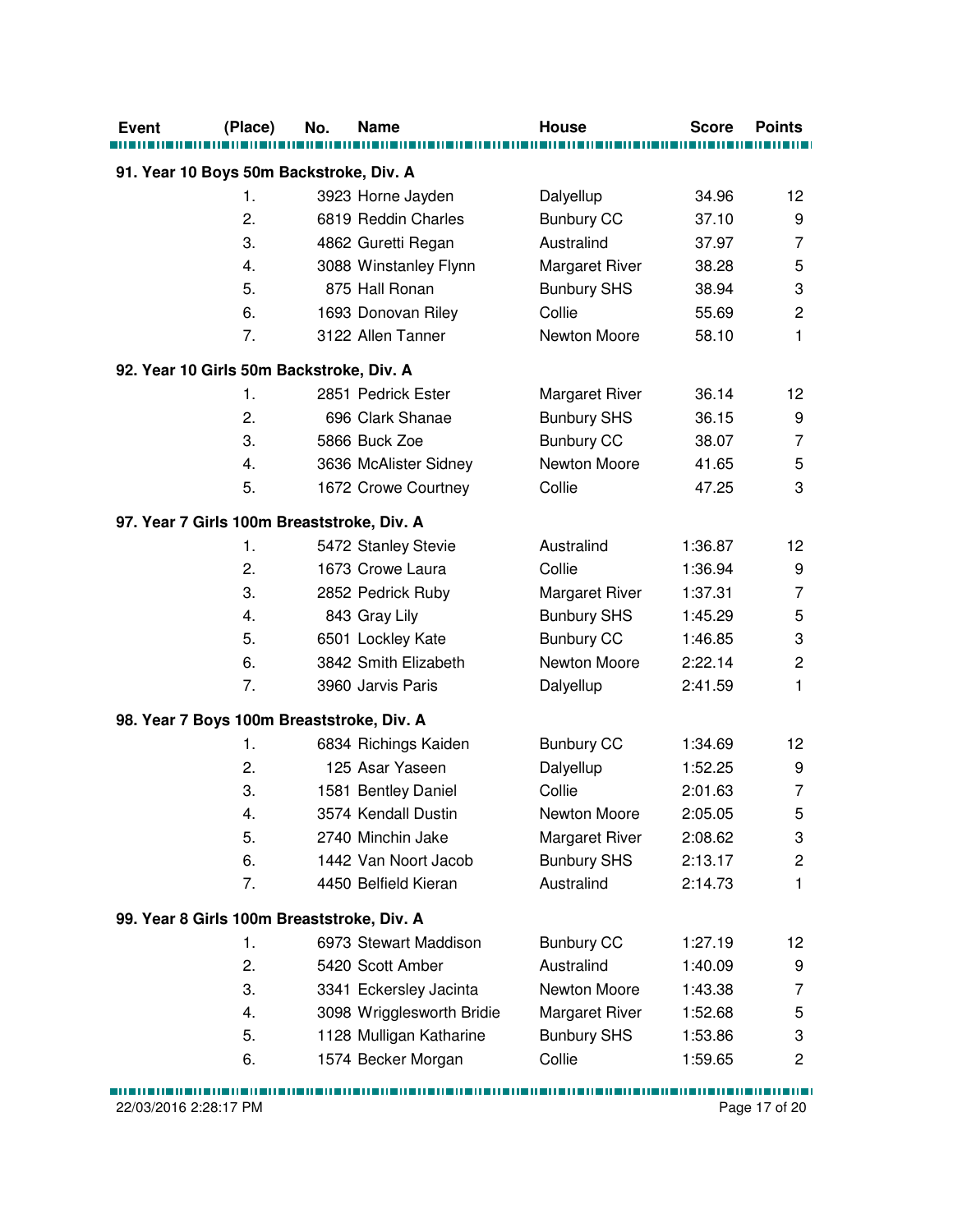| Event | (Place) | No. | Name | House | Score | Points |
|---|---|---|---|---|---|---|
| **91. Year 10 Boys 50m Backstroke, Div. A** | | | | | | |
| | 1. | 3923 | Horne Jayden | Dalyellup | 34.96 | 12 |
| | 2. | 6819 | Reddin Charles | Bunbury CC | 37.10 | 9 |
| | 3. | 4862 | Guretti Regan | Australind | 37.97 | 7 |
| | 4. | 3088 | Winstanley Flynn | Margaret River | 38.28 | 5 |
| | 5. | 875 | Hall Ronan | Bunbury SHS | 38.94 | 3 |
| | 6. | 1693 | Donovan Riley | Collie | 55.69 | 2 |
| | 7. | 3122 | Allen Tanner | Newton Moore | 58.10 | 1 |
| **92. Year 10 Girls 50m Backstroke, Div. A** | | | | | | |
| | 1. | 2851 | Pedrick Ester | Margaret River | 36.14 | 12 |
| | 2. | 696 | Clark Shanae | Bunbury SHS | 36.15 | 9 |
| | 3. | 5866 | Buck Zoe | Bunbury CC | 38.07 | 7 |
| | 4. | 3636 | McAlister Sidney | Newton Moore | 41.65 | 5 |
| | 5. | 1672 | Crowe Courtney | Collie | 47.25 | 3 |
| **97. Year 7 Girls 100m Breaststroke, Div. A** | | | | | | |
| | 1. | 5472 | Stanley Stevie | Australind | 1:36.87 | 12 |
| | 2. | 1673 | Crowe Laura | Collie | 1:36.94 | 9 |
| | 3. | 2852 | Pedrick Ruby | Margaret River | 1:37.31 | 7 |
| | 4. | 843 | Gray Lily | Bunbury SHS | 1:45.29 | 5 |
| | 5. | 6501 | Lockley Kate | Bunbury CC | 1:46.85 | 3 |
| | 6. | 3842 | Smith Elizabeth | Newton Moore | 2:22.14 | 2 |
| | 7. | 3960 | Jarvis Paris | Dalyellup | 2:41.59 | 1 |
| **98. Year 7 Boys 100m Breaststroke, Div. A** | | | | | | |
| | 1. | 6834 | Richings Kaiden | Bunbury CC | 1:34.69 | 12 |
| | 2. | 125 | Asar Yaseen | Dalyellup | 1:52.25 | 9 |
| | 3. | 1581 | Bentley Daniel | Collie | 2:01.63 | 7 |
| | 4. | 3574 | Kendall Dustin | Newton Moore | 2:05.05 | 5 |
| | 5. | 2740 | Minchin Jake | Margaret River | 2:08.62 | 3 |
| | 6. | 1442 | Van Noort Jacob | Bunbury SHS | 2:13.17 | 2 |
| | 7. | 4450 | Belfield Kieran | Australind | 2:14.73 | 1 |
| **99. Year 8 Girls 100m Breaststroke, Div. A** | | | | | | |
| | 1. | 6973 | Stewart Maddison | Bunbury CC | 1:27.19 | 12 |
| | 2. | 5420 | Scott Amber | Australind | 1:40.09 | 9 |
| | 3. | 3341 | Eckersley Jacinta | Newton Moore | 1:43.38 | 7 |
| | 4. | 3098 | Wrigglesworth Bridie | Margaret River | 1:52.68 | 5 |
| | 5. | 1128 | Mulligan Katharine | Bunbury SHS | 1:53.86 | 3 |
| | 6. | 1574 | Becker Morgan | Collie | 1:59.65 | 2 |

22/03/2016 2:28:17 PM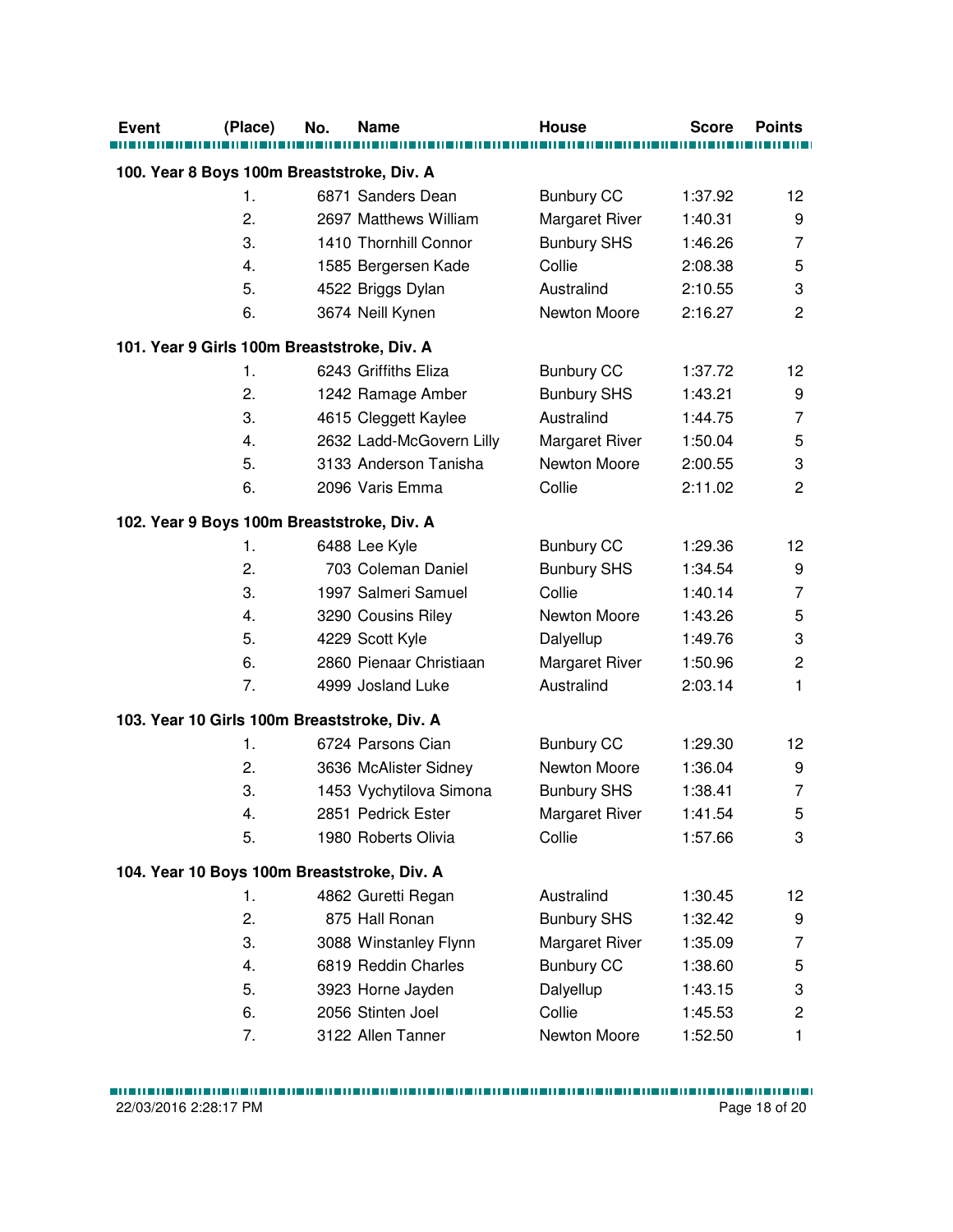| Event | (Place) | No. | Name | House | Score | Points |
|---|---|---|---|---|---|---|
| **100. Year 8 Boys 100m Breaststroke, Div. A** | | | | | | |
| | 1. | 6871 | Sanders Dean | Bunbury CC | 1:37.92 | 12 |
| | 2. | 2697 | Matthews William | Margaret River | 1:40.31 | 9 |
| | 3. | 1410 | Thornhill Connor | Bunbury SHS | 1:46.26 | 7 |
| | 4. | 1585 | Bergersen Kade | Collie | 2:08.38 | 5 |
| | 5. | 4522 | Briggs Dylan | Australind | 2:10.55 | 3 |
| | 6. | 3674 | Neill Kynen | Newton Moore | 2:16.27 | 2 |
| **101. Year 9 Girls 100m Breaststroke, Div. A** | | | | | | |
| | 1. | 6243 | Griffiths Eliza | Bunbury CC | 1:37.72 | 12 |
| | 2. | 1242 | Ramage Amber | Bunbury SHS | 1:43.21 | 9 |
| | 3. | 4615 | Cleggett Kaylee | Australind | 1:44.75 | 7 |
| | 4. | 2632 | Ladd-McGovern Lilly | Margaret River | 1:50.04 | 5 |
| | 5. | 3133 | Anderson Tanisha | Newton Moore | 2:00.55 | 3 |
| | 6. | 2096 | Varis Emma | Collie | 2:11.02 | 2 |
| **102. Year 9 Boys 100m Breaststroke, Div. A** | | | | | | |
| | 1. | 6488 | Lee Kyle | Bunbury CC | 1:29.36 | 12 |
| | 2. | 703 | Coleman Daniel | Bunbury SHS | 1:34.54 | 9 |
| | 3. | 1997 | Salmeri Samuel | Collie | 1:40.14 | 7 |
| | 4. | 3290 | Cousins Riley | Newton Moore | 1:43.26 | 5 |
| | 5. | 4229 | Scott Kyle | Dalyellup | 1:49.76 | 3 |
| | 6. | 2860 | Pienaar Christiaan | Margaret River | 1:50.96 | 2 |
| | 7. | 4999 | Josland Luke | Australind | 2:03.14 | 1 |
| **103. Year 10 Girls 100m Breaststroke, Div. A** | | | | | | |
| | 1. | 6724 | Parsons Cian | Bunbury CC | 1:29.30 | 12 |
| | 2. | 3636 | McAlister Sidney | Newton Moore | 1:36.04 | 9 |
| | 3. | 1453 | Vychytilova Simona | Bunbury SHS | 1:38.41 | 7 |
| | 4. | 2851 | Pedrick Ester | Margaret River | 1:41.54 | 5 |
| | 5. | 1980 | Roberts Olivia | Collie | 1:57.66 | 3 |
| **104. Year 10 Boys 100m Breaststroke, Div. A** | | | | | | |
| | 1. | 4862 | Guretti Regan | Australind | 1:30.45 | 12 |
| | 2. | 875 | Hall Ronan | Bunbury SHS | 1:32.42 | 9 |
| | 3. | 3088 | Winstanley Flynn | Margaret River | 1:35.09 | 7 |
| | 4. | 6819 | Reddin Charles | Bunbury CC | 1:38.60 | 5 |
| | 5. | 3923 | Horne Jayden | Dalyellup | 1:43.15 | 3 |
| | 6. | 2056 | Stinten Joel | Collie | 1:45.53 | 2 |
| | 7. | 3122 | Allen Tanner | Newton Moore | 1:52.50 | 1 |

22/03/2016 2:28:17 PM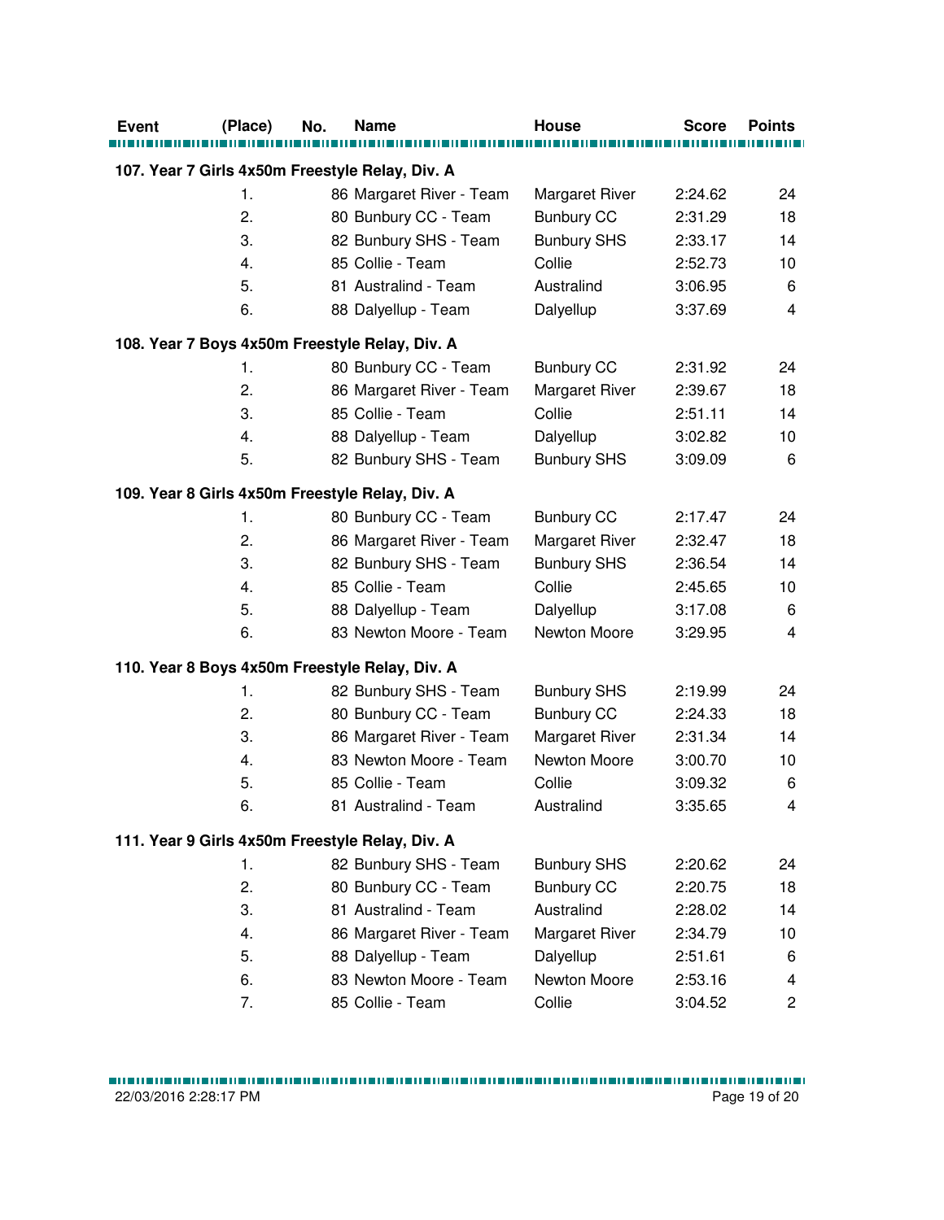| Event | (Place) | No. | Name | House | Score | Points |
|---|---|---|---|---|---|---|
| **107. Year 7 Girls 4x50m Freestyle Relay, Div. A** | | | | | | |
| | 1. | 86 | Margaret River - Team | Margaret River | 2:24.62 | 24 |
| | 2. | 80 | Bunbury CC - Team | Bunbury CC | 2:31.29 | 18 |
| | 3. | 82 | Bunbury SHS - Team | Bunbury SHS | 2:33.17 | 14 |
| | 4. | 85 | Collie - Team | Collie | 2:52.73 | 10 |
| | 5. | 81 | Australind - Team | Australind | 3:06.95 | 6 |
| | 6. | 88 | Dalyellup - Team | Dalyellup | 3:37.69 | 4 |
| **108. Year 7 Boys 4x50m Freestyle Relay, Div. A** | | | | | | |
| | 1. | 80 | Bunbury CC - Team | Bunbury CC | 2:31.92 | 24 |
| | 2. | 86 | Margaret River - Team | Margaret River | 2:39.67 | 18 |
| | 3. | 85 | Collie - Team | Collie | 2:51.11 | 14 |
| | 4. | 88 | Dalyellup - Team | Dalyellup | 3:02.82 | 10 |
| | 5. | 82 | Bunbury SHS - Team | Bunbury SHS | 3:09.09 | 6 |
| **109. Year 8 Girls 4x50m Freestyle Relay, Div. A** | | | | | | |
| | 1. | 80 | Bunbury CC - Team | Bunbury CC | 2:17.47 | 24 |
| | 2. | 86 | Margaret River - Team | Margaret River | 2:32.47 | 18 |
| | 3. | 82 | Bunbury SHS - Team | Bunbury SHS | 2:36.54 | 14 |
| | 4. | 85 | Collie - Team | Collie | 2:45.65 | 10 |
| | 5. | 88 | Dalyellup - Team | Dalyellup | 3:17.08 | 6 |
| | 6. | 83 | Newton Moore - Team | Newton Moore | 3:29.95 | 4 |
| **110. Year 8 Boys 4x50m Freestyle Relay, Div. A** | | | | | | |
| | 1. | 82 | Bunbury SHS - Team | Bunbury SHS | 2:19.99 | 24 |
| | 2. | 80 | Bunbury CC - Team | Bunbury CC | 2:24.33 | 18 |
| | 3. | 86 | Margaret River - Team | Margaret River | 2:31.34 | 14 |
| | 4. | 83 | Newton Moore - Team | Newton Moore | 3:00.70 | 10 |
| | 5. | 85 | Collie - Team | Collie | 3:09.32 | 6 |
| | 6. | 81 | Australind - Team | Australind | 3:35.65 | 4 |
| **111. Year 9 Girls 4x50m Freestyle Relay, Div. A** | | | | | | |
| | 1. | 82 | Bunbury SHS - Team | Bunbury SHS | 2:20.62 | 24 |
| | 2. | 80 | Bunbury CC - Team | Bunbury CC | 2:20.75 | 18 |
| | 3. | 81 | Australind - Team | Australind | 2:28.02 | 14 |
| | 4. | 86 | Margaret River - Team | Margaret River | 2:34.79 | 10 |
| | 5. | 88 | Dalyellup - Team | Dalyellup | 2:51.61 | 6 |
| | 6. | 83 | Newton Moore - Team | Newton Moore | 2:53.16 | 4 |
| | 7. | 85 | Collie - Team | Collie | 3:04.52 | 2 |

22/03/2016 2:28:17 PM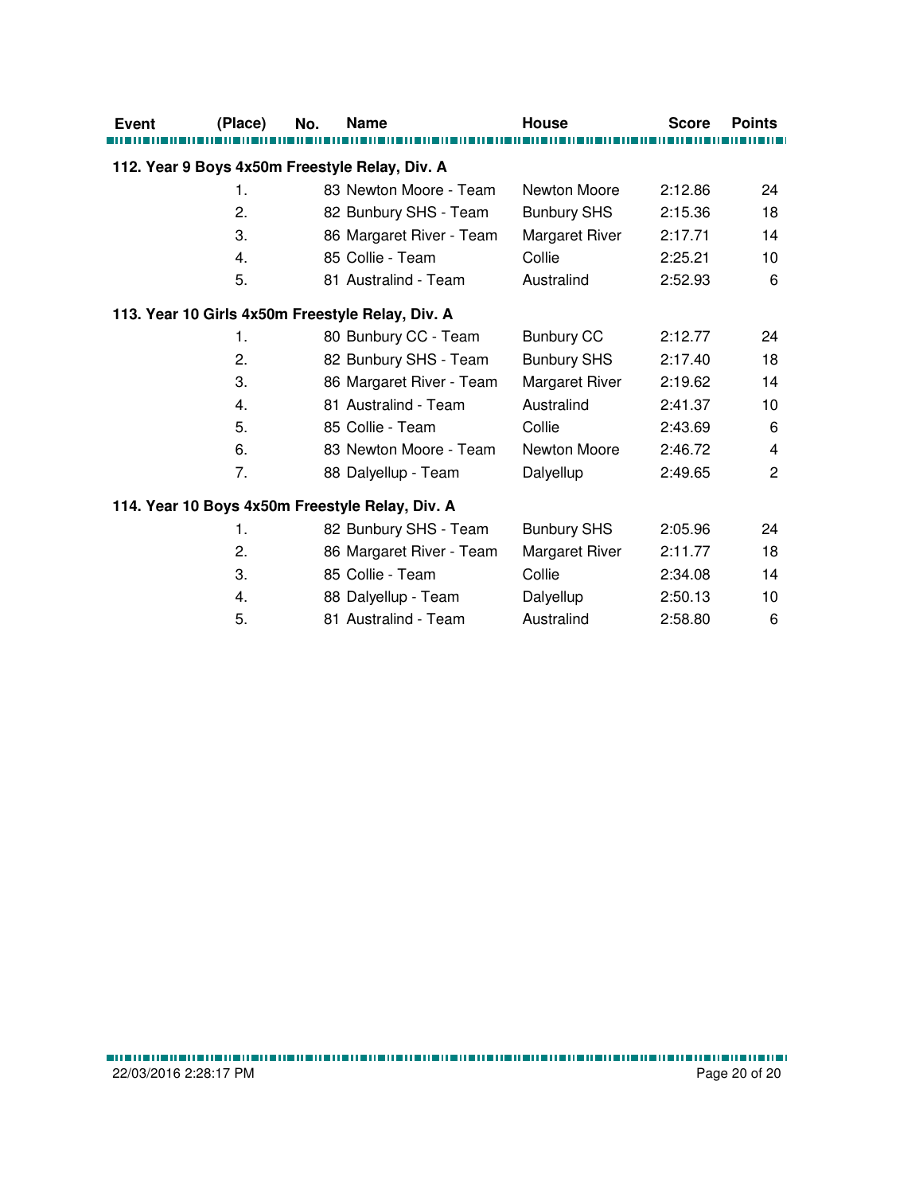| Event | (Place) | No. | Name | House | Score | Points |
|---|---|---|---|---|---|---|
| **112. Year 9 Boys 4x50m Freestyle Relay, Div. A** | | | | | | |
| | 1. | 83 | Newton Moore - Team | Newton Moore | 2:12.86 | 24 |
| | 2. | 82 | Bunbury SHS - Team | Bunbury SHS | 2:15.36 | 18 |
| | 3. | 86 | Margaret River - Team | Margaret River | 2:17.71 | 14 |
| | 4. | 85 | Collie - Team | Collie | 2:25.21 | 10 |
| | 5. | 81 | Australind - Team | Australind | 2:52.93 | 6 |
| **113. Year 10 Girls 4x50m Freestyle Relay, Div. A** | | | | | | |
| | 1. | 80 | Bunbury CC - Team | Bunbury CC | 2:12.77 | 24 |
| | 2. | 82 | Bunbury SHS - Team | Bunbury SHS | 2:17.40 | 18 |
| | 3. | 86 | Margaret River - Team | Margaret River | 2:19.62 | 14 |
| | 4. | 81 | Australind - Team | Australind | 2:41.37 | 10 |
| | 5. | 85 | Collie - Team | Collie | 2:43.69 | 6 |
| | 6. | 83 | Newton Moore - Team | Newton Moore | 2:46.72 | 4 |
| | 7. | 88 | Dalyellup - Team | Dalyellup | 2:49.65 | 2 |
| **114. Year 10 Boys 4x50m Freestyle Relay, Div. A** | | | | | | |
| | 1. | 82 | Bunbury SHS - Team | Bunbury SHS | 2:05.96 | 24 |
| | 2. | 86 | Margaret River - Team | Margaret River | 2:11.77 | 18 |
| | 3. | 85 | Collie - Team | Collie | 2:34.08 | 14 |
| | 4. | 88 | Dalyellup - Team | Dalyellup | 2:50.13 | 10 |
| | 5. | 81 | Australind - Team | Australind | 2:58.80 | 6 |

22/03/2016 2:28:17 PM